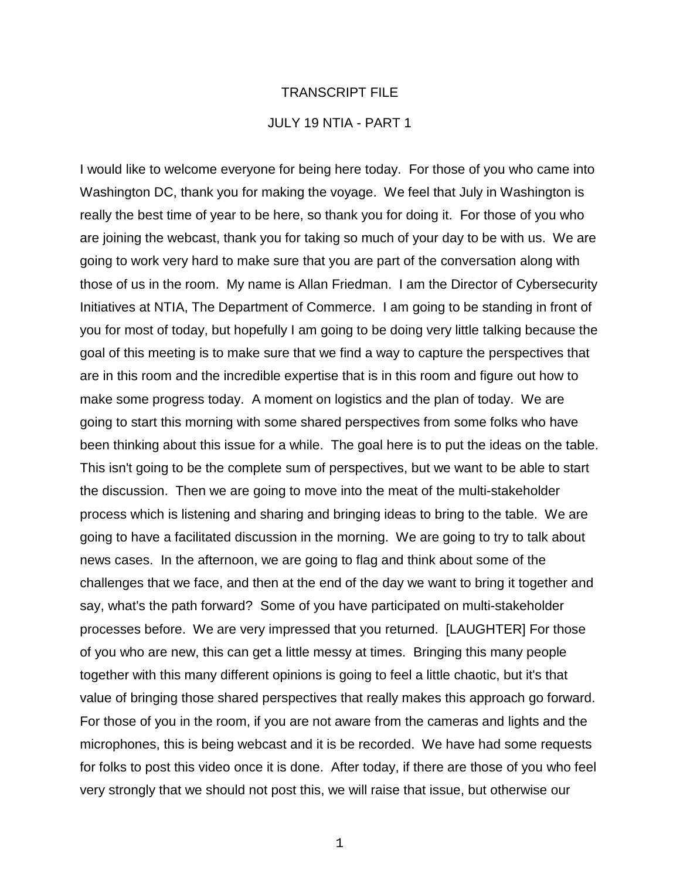# TRANSCRIPT FILE

## JULY 19 NTIA - PART 1

I would like to welcome everyone for being here today. For those of you who came into Washington DC, thank you for making the voyage. We feel that July in Washington is really the best time of year to be here, so thank you for doing it. For those of you who are joining the webcast, thank you for taking so much of your day to be with us. We are going to work very hard to make sure that you are part of the conversation along with those of us in the room. My name is Allan Friedman. I am the Director of Cybersecurity Initiatives at NTIA, The Department of Commerce. I am going to be standing in front of you for most of today, but hopefully I am going to be doing very little talking because the goal of this meeting is to make sure that we find a way to capture the perspectives that are in this room and the incredible expertise that is in this room and figure out how to make some progress today. A moment on logistics and the plan of today. We are going to start this morning with some shared perspectives from some folks who have been thinking about this issue for a while. The goal here is to put the ideas on the table. This isn't going to be the complete sum of perspectives, but we want to be able to start the discussion. Then we are going to move into the meat of the multi-stakeholder process which is listening and sharing and bringing ideas to bring to the table. We are going to have a facilitated discussion in the morning. We are going to try to talk about news cases. In the afternoon, we are going to flag and think about some of the challenges that we face, and then at the end of the day we want to bring it together and say, what's the path forward? Some of you have participated on multi-stakeholder processes before. We are very impressed that you returned. [LAUGHTER] For those of you who are new, this can get a little messy at times. Bringing this many people together with this many different opinions is going to feel a little chaotic, but it's that value of bringing those shared perspectives that really makes this approach go forward. For those of you in the room, if you are not aware from the cameras and lights and the microphones, this is being webcast and it is be recorded. We have had some requests for folks to post this video once it is done. After today, if there are those of you who feel very strongly that we should not post this, we will raise that issue, but otherwise our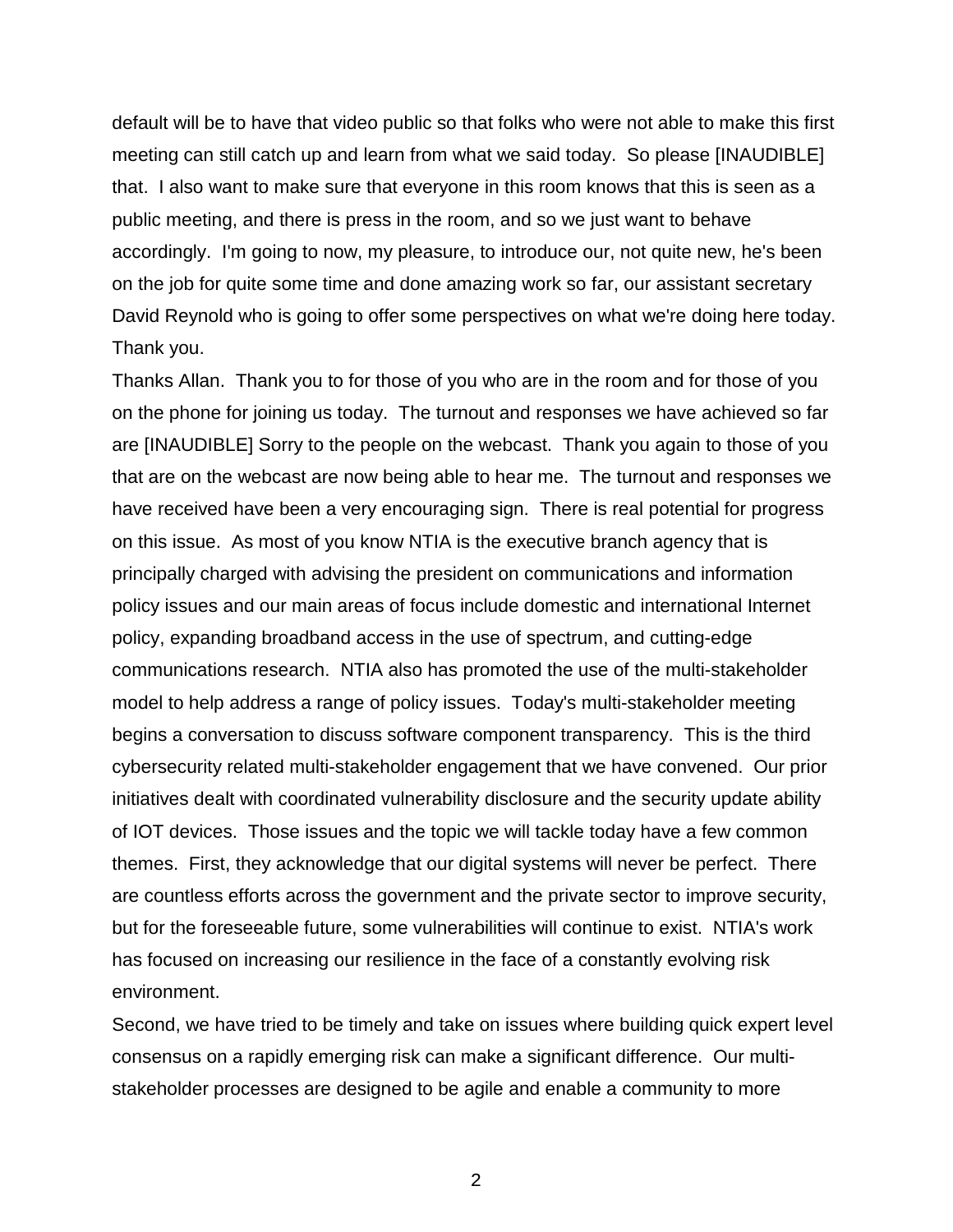default will be to have that video public so that folks who were not able to make this first meeting can still catch up and learn from what we said today. So please [INAUDIBLE] that. I also want to make sure that everyone in this room knows that this is seen as a public meeting, and there is press in the room, and so we just want to behave accordingly. I'm going to now, my pleasure, to introduce our, not quite new, he's been on the job for quite some time and done amazing work so far, our assistant secretary David Reynold who is going to offer some perspectives on what we're doing here today. Thank you.

Thanks Allan. Thank you to for those of you who are in the room and for those of you on the phone for joining us today. The turnout and responses we have achieved so far are [INAUDIBLE] Sorry to the people on the webcast. Thank you again to those of you that are on the webcast are now being able to hear me. The turnout and responses we have received have been a very encouraging sign. There is real potential for progress on this issue. As most of you know NTIA is the executive branch agency that is principally charged with advising the president on communications and information policy issues and our main areas of focus include domestic and international Internet policy, expanding broadband access in the use of spectrum, and cutting-edge communications research. NTIA also has promoted the use of the multi-stakeholder model to help address a range of policy issues. Today's multi-stakeholder meeting begins a conversation to discuss software component transparency. This is the third cybersecurity related multi-stakeholder engagement that we have convened. Our prior initiatives dealt with coordinated vulnerability disclosure and the security update ability of IOT devices. Those issues and the topic we will tackle today have a few common themes. First, they acknowledge that our digital systems will never be perfect. There are countless efforts across the government and the private sector to improve security, but for the foreseeable future, some vulnerabilities will continue to exist. NTIA's work has focused on increasing our resilience in the face of a constantly evolving risk environment.

Second, we have tried to be timely and take on issues where building quick expert level consensus on a rapidly emerging risk can make a significant difference. Our multi-stakeholder processes are designed to be agile and enable a community to more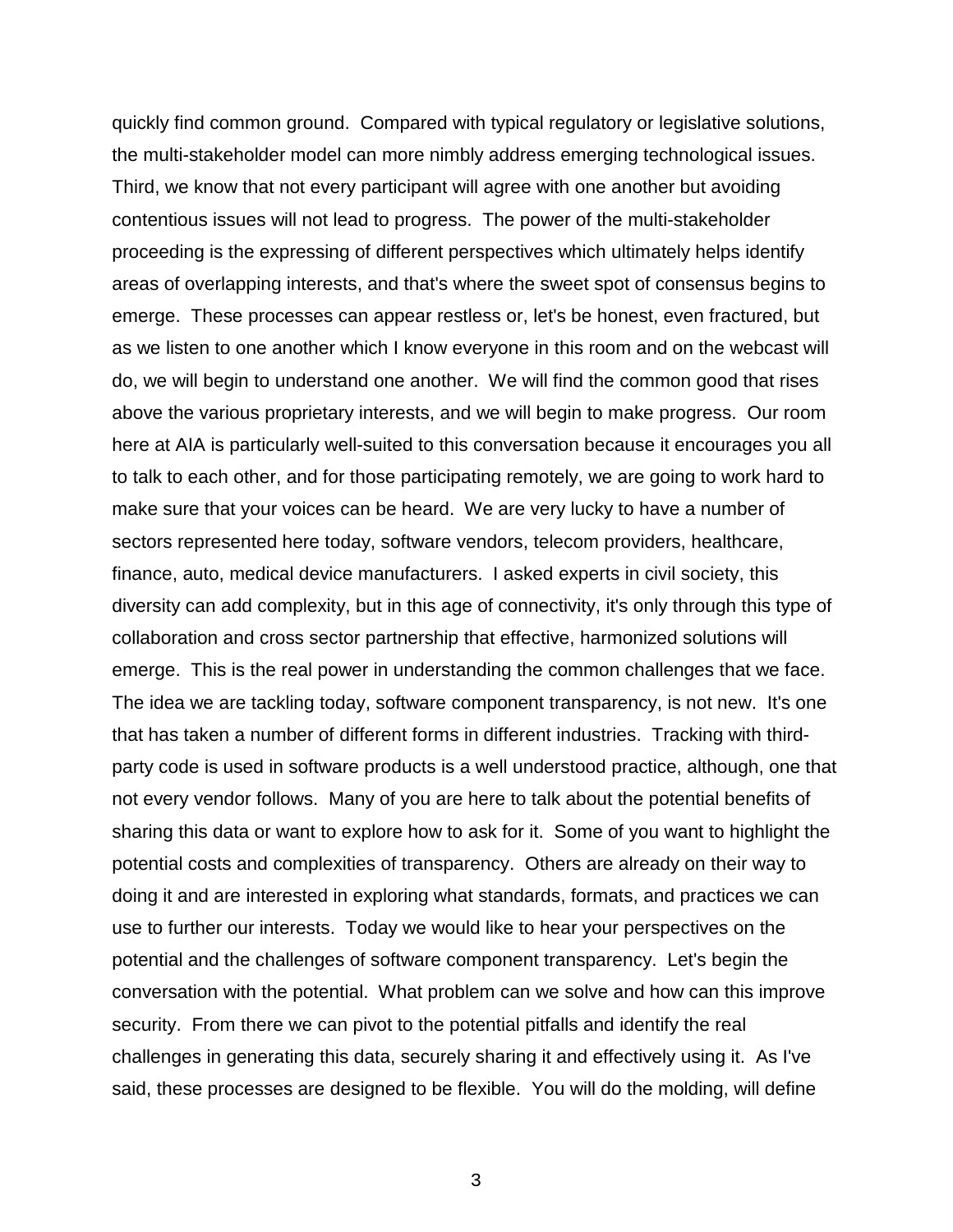quickly find common ground. Compared with typical regulatory or legislative solutions, the multi-stakeholder model can more nimbly address emerging technological issues. Third, we know that not every participant will agree with one another but avoiding contentious issues will not lead to progress. The power of the multi-stakeholder proceeding is the expressing of different perspectives which ultimately helps identify areas of overlapping interests, and that's where the sweet spot of consensus begins to emerge. These processes can appear restless or, let's be honest, even fractured, but as we listen to one another which I know everyone in this room and on the webcast will do, we will begin to understand one another. We will find the common good that rises above the various proprietary interests, and we will begin to make progress. Our room here at AIA is particularly well-suited to this conversation because it encourages you all to talk to each other, and for those participating remotely, we are going to work hard to make sure that your voices can be heard. We are very lucky to have a number of sectors represented here today, software vendors, telecom providers, healthcare, finance, auto, medical device manufacturers. I asked experts in civil society, this diversity can add complexity, but in this age of connectivity, it's only through this type of collaboration and cross sector partnership that effective, harmonized solutions will emerge. This is the real power in understanding the common challenges that we face. The idea we are tackling today, software component transparency, is not new. It's one that has taken a number of different forms in different industries. Tracking with third-party code is used in software products is a well understood practice, although, one that not every vendor follows. Many of you are here to talk about the potential benefits of sharing this data or want to explore how to ask for it. Some of you want to highlight the potential costs and complexities of transparency. Others are already on their way to doing it and are interested in exploring what standards, formats, and practices we can use to further our interests. Today we would like to hear your perspectives on the potential and the challenges of software component transparency. Let's begin the conversation with the potential. What problem can we solve and how can this improve security. From there we can pivot to the potential pitfalls and identify the real challenges in generating this data, securely sharing it and effectively using it. As I've said, these processes are designed to be flexible. You will do the molding, will define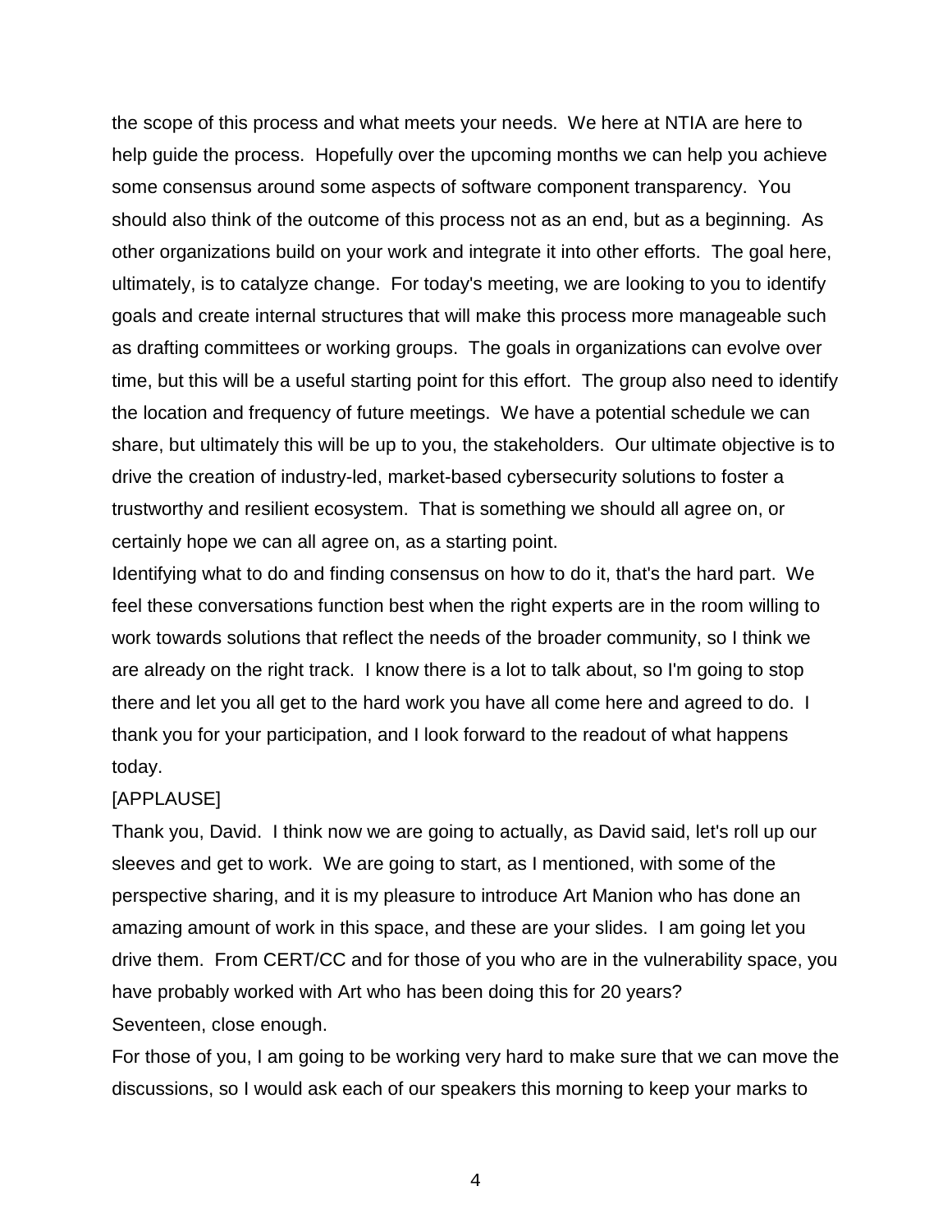the scope of this process and what meets your needs. We here at NTIA are here to help guide the process. Hopefully over the upcoming months we can help you achieve some consensus around some aspects of software component transparency. You should also think of the outcome of this process not as an end, but as a beginning. As other organizations build on your work and integrate it into other efforts. The goal here, ultimately, is to catalyze change. For today's meeting, we are looking to you to identify goals and create internal structures that will make this process more manageable such as drafting committees or working groups. The goals in organizations can evolve over time, but this will be a useful starting point for this effort. The group also need to identify the location and frequency of future meetings. We have a potential schedule we can share, but ultimately this will be up to you, the stakeholders. Our ultimate objective is to drive the creation of industry-led, market-based cybersecurity solutions to foster a trustworthy and resilient ecosystem. That is something we should all agree on, or certainly hope we can all agree on, as a starting point.

Identifying what to do and finding consensus on how to do it, that's the hard part. We feel these conversations function best when the right experts are in the room willing to work towards solutions that reflect the needs of the broader community, so I think we are already on the right track. I know there is a lot to talk about, so I'm going to stop there and let you all get to the hard work you have all come here and agreed to do. I thank you for your participation, and I look forward to the readout of what happens today.

[APPLAUSE]

Thank you, David. I think now we are going to actually, as David said, let's roll up our sleeves and get to work. We are going to start, as I mentioned, with some of the perspective sharing, and it is my pleasure to introduce Art Manion who has done an amazing amount of work in this space, and these are your slides. I am going let you drive them. From CERT/CC and for those of you who are in the vulnerability space, you have probably worked with Art who has been doing this for 20 years?

Seventeen, close enough.

For those of you, I am going to be working very hard to make sure that we can move the discussions, so I would ask each of our speakers this morning to keep your marks to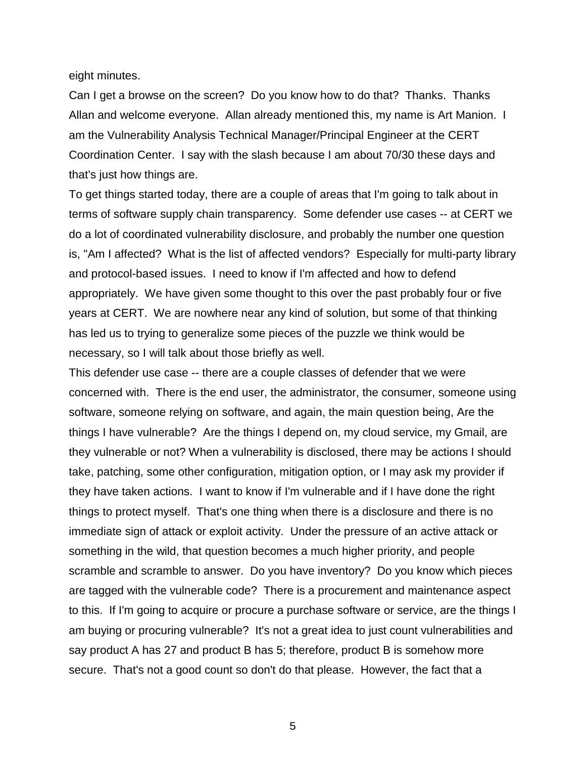eight minutes.

Can I get a browse on the screen? Do you know how to do that? Thanks. Thanks Allan and welcome everyone. Allan already mentioned this, my name is Art Manion. I am the Vulnerability Analysis Technical Manager/Principal Engineer at the CERT Coordination Center. I say with the slash because I am about 70/30 these days and that's just how things are.

To get things started today, there are a couple of areas that I'm going to talk about in terms of software supply chain transparency. Some defender use cases -- at CERT we do a lot of coordinated vulnerability disclosure, and probably the number one question is, "Am I affected? What is the list of affected vendors? Especially for multi-party library and protocol-based issues. I need to know if I'm affected and how to defend appropriately. We have given some thought to this over the past probably four or five years at CERT. We are nowhere near any kind of solution, but some of that thinking has led us to trying to generalize some pieces of the puzzle we think would be necessary, so I will talk about those briefly as well.

This defender use case -- there are a couple classes of defender that we were concerned with. There is the end user, the administrator, the consumer, someone using software, someone relying on software, and again, the main question being, Are the things I have vulnerable? Are the things I depend on, my cloud service, my Gmail, are they vulnerable or not? When a vulnerability is disclosed, there may be actions I should take, patching, some other configuration, mitigation option, or I may ask my provider if they have taken actions. I want to know if I'm vulnerable and if I have done the right things to protect myself. That's one thing when there is a disclosure and there is no immediate sign of attack or exploit activity. Under the pressure of an active attack or something in the wild, that question becomes a much higher priority, and people scramble and scramble to answer. Do you have inventory? Do you know which pieces are tagged with the vulnerable code? There is a procurement and maintenance aspect to this. If I'm going to acquire or procure a purchase software or service, are the things I am buying or procuring vulnerable? It's not a great idea to just count vulnerabilities and say product A has 27 and product B has 5; therefore, product B is somehow more secure. That's not a good count so don't do that please. However, the fact that a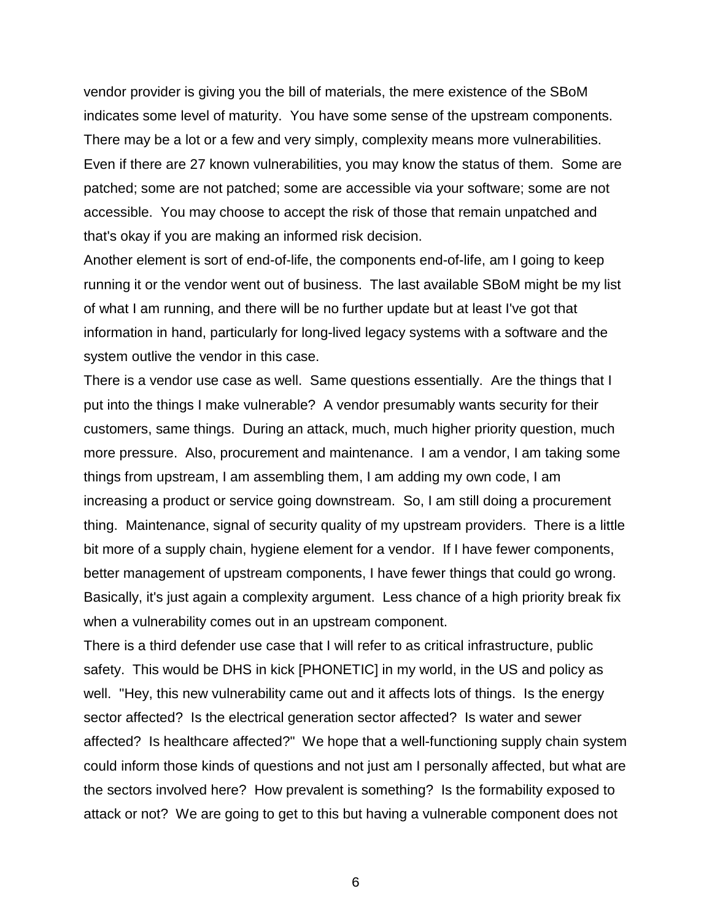vendor provider is giving you the bill of materials, the mere existence of the SBoM indicates some level of maturity. You have some sense of the upstream components. There may be a lot or a few and very simply, complexity means more vulnerabilities. Even if there are 27 known vulnerabilities, you may know the status of them. Some are patched; some are not patched; some are accessible via your software; some are not accessible. You may choose to accept the risk of those that remain unpatched and that's okay if you are making an informed risk decision.

Another element is sort of end-of-life, the components end-of-life, am I going to keep running it or the vendor went out of business. The last available SBoM might be my list of what I am running, and there will be no further update but at least I've got that information in hand, particularly for long-lived legacy systems with a software and the system outlive the vendor in this case.

There is a vendor use case as well. Same questions essentially. Are the things that I put into the things I make vulnerable? A vendor presumably wants security for their customers, same things. During an attack, much, much higher priority question, much more pressure. Also, procurement and maintenance. I am a vendor, I am taking some things from upstream, I am assembling them, I am adding my own code, I am increasing a product or service going downstream. So, I am still doing a procurement thing. Maintenance, signal of security quality of my upstream providers. There is a little bit more of a supply chain, hygiene element for a vendor. If I have fewer components, better management of upstream components, I have fewer things that could go wrong. Basically, it's just again a complexity argument. Less chance of a high priority break fix when a vulnerability comes out in an upstream component.

There is a third defender use case that I will refer to as critical infrastructure, public safety. This would be DHS in kick [PHONETIC] in my world, in the US and policy as well. "Hey, this new vulnerability came out and it affects lots of things. Is the energy sector affected? Is the electrical generation sector affected? Is water and sewer affected? Is healthcare affected?" We hope that a well-functioning supply chain system could inform those kinds of questions and not just am I personally affected, but what are the sectors involved here? How prevalent is something? Is the formability exposed to attack or not? We are going to get to this but having a vulnerable component does not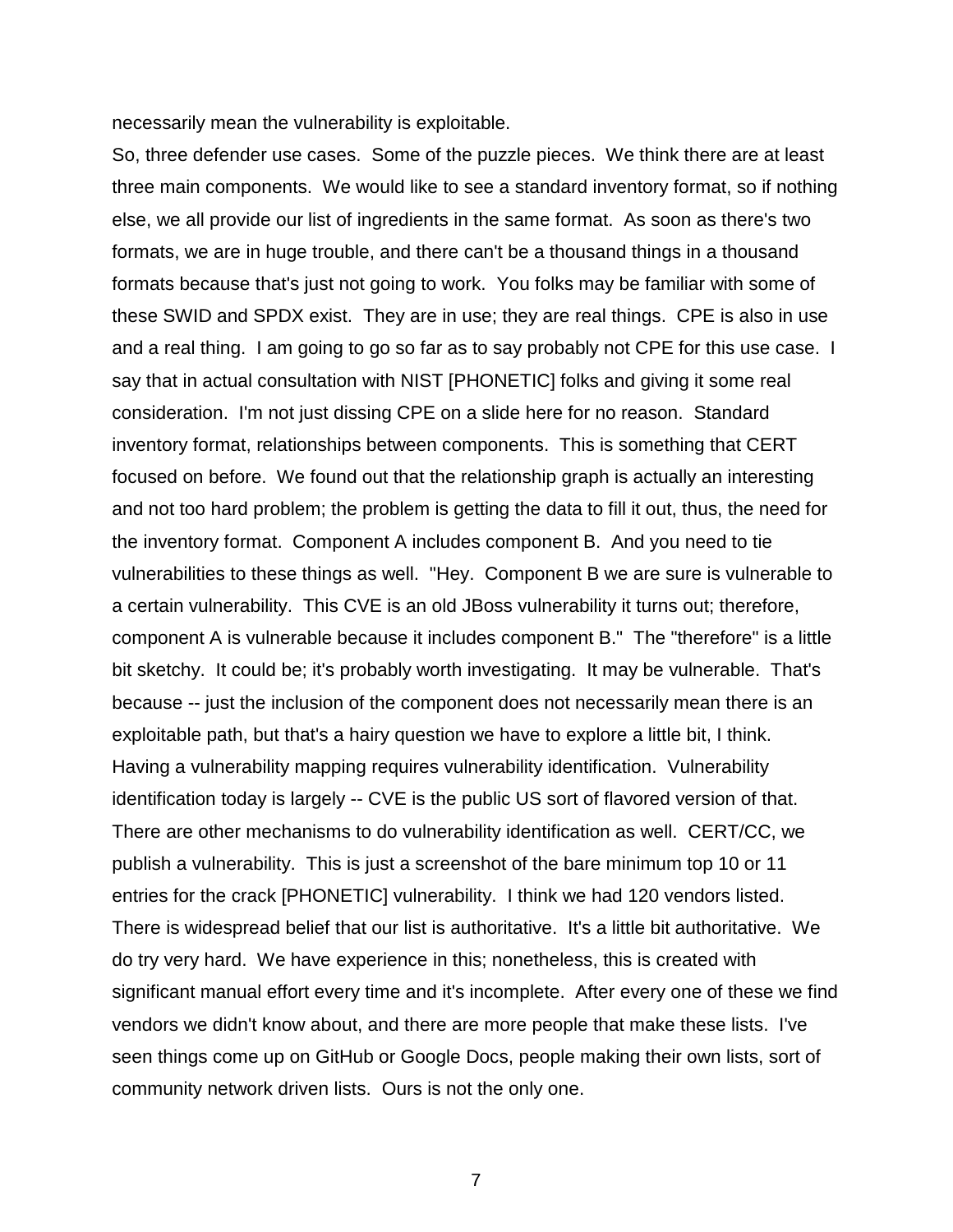necessarily mean the vulnerability is exploitable.

So, three defender use cases. Some of the puzzle pieces. We think there are at least three main components. We would like to see a standard inventory format, so if nothing else, we all provide our list of ingredients in the same format. As soon as there's two formats, we are in huge trouble, and there can't be a thousand things in a thousand formats because that's just not going to work. You folks may be familiar with some of these SWID and SPDX exist. They are in use; they are real things. CPE is also in use and a real thing. I am going to go so far as to say probably not CPE for this use case. I say that in actual consultation with NIST [PHONETIC] folks and giving it some real consideration. I'm not just dissing CPE on a slide here for no reason. Standard inventory format, relationships between components. This is something that CERT focused on before. We found out that the relationship graph is actually an interesting and not too hard problem; the problem is getting the data to fill it out, thus, the need for the inventory format. Component A includes component B. And you need to tie vulnerabilities to these things as well. "Hey. Component B we are sure is vulnerable to a certain vulnerability. This CVE is an old JBoss vulnerability it turns out; therefore, component A is vulnerable because it includes component B." The "therefore" is a little bit sketchy. It could be; it's probably worth investigating. It may be vulnerable. That's because -- just the inclusion of the component does not necessarily mean there is an exploitable path, but that's a hairy question we have to explore a little bit, I think. Having a vulnerability mapping requires vulnerability identification. Vulnerability identification today is largely -- CVE is the public US sort of flavored version of that. There are other mechanisms to do vulnerability identification as well. CERT/CC, we publish a vulnerability. This is just a screenshot of the bare minimum top 10 or 11 entries for the crack [PHONETIC] vulnerability. I think we had 120 vendors listed. There is widespread belief that our list is authoritative. It's a little bit authoritative. We do try very hard. We have experience in this; nonetheless, this is created with significant manual effort every time and it's incomplete. After every one of these we find vendors we didn't know about, and there are more people that make these lists. I've seen things come up on GitHub or Google Docs, people making their own lists, sort of community network driven lists. Ours is not the only one.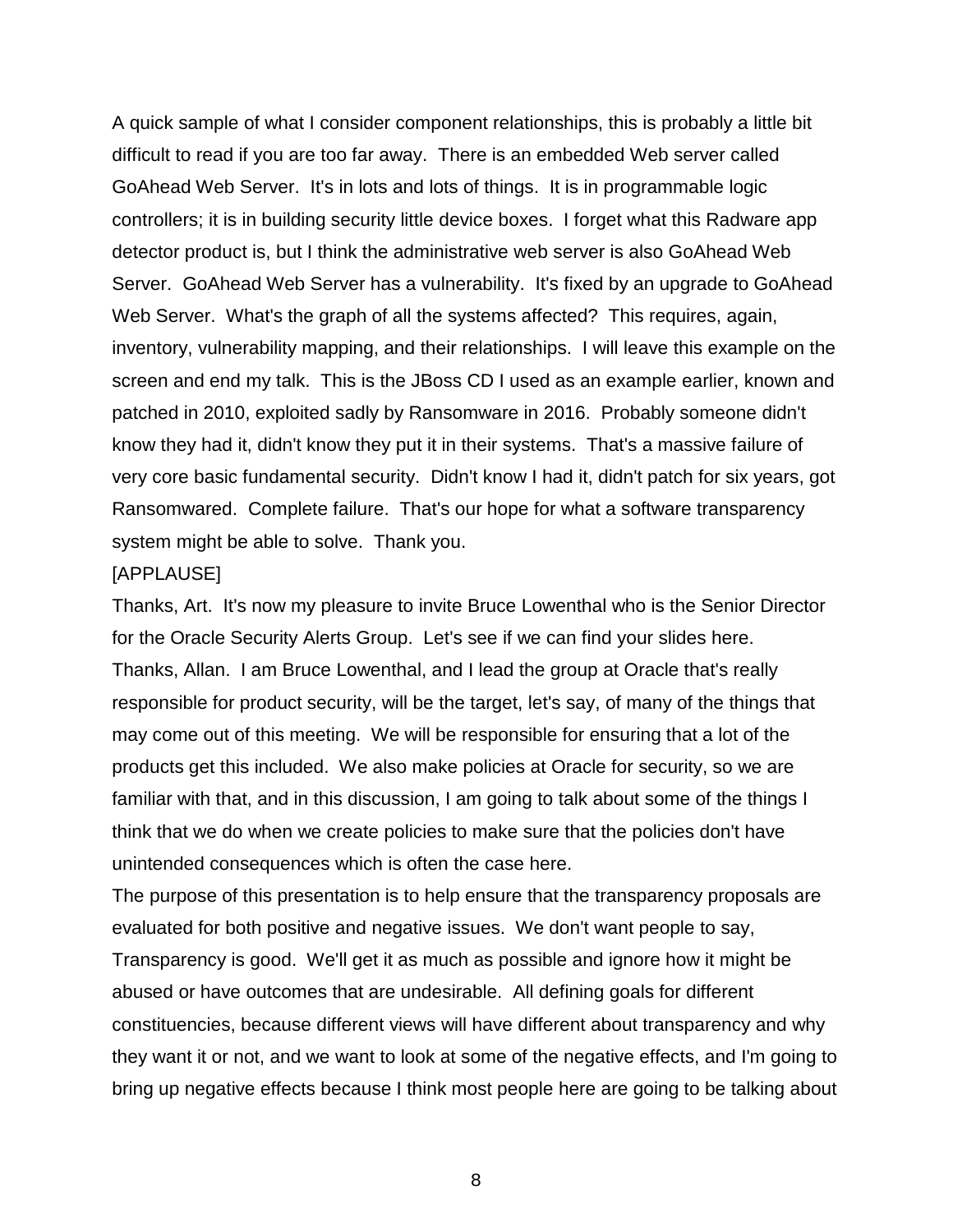A quick sample of what I consider component relationships, this is probably a little bit difficult to read if you are too far away. There is an embedded Web server called GoAhead Web Server. It's in lots and lots of things. It is in programmable logic controllers; it is in building security little device boxes. I forget what this Radware app detector product is, but I think the administrative web server is also GoAhead Web Server. GoAhead Web Server has a vulnerability. It's fixed by an upgrade to GoAhead Web Server. What's the graph of all the systems affected? This requires, again, inventory, vulnerability mapping, and their relationships. I will leave this example on the screen and end my talk. This is the JBoss CD I used as an example earlier, known and patched in 2010, exploited sadly by Ransomware in 2016. Probably someone didn't know they had it, didn't know they put it in their systems. That's a massive failure of very core basic fundamental security. Didn't know I had it, didn't patch for six years, got Ransomwared. Complete failure. That's our hope for what a software transparency system might be able to solve. Thank you.

[APPLAUSE]

Thanks, Art. It's now my pleasure to invite Bruce Lowenthal who is the Senior Director for the Oracle Security Alerts Group. Let's see if we can find your slides here.

Thanks, Allan. I am Bruce Lowenthal, and I lead the group at Oracle that's really responsible for product security, will be the target, let's say, of many of the things that may come out of this meeting. We will be responsible for ensuring that a lot of the products get this included. We also make policies at Oracle for security, so we are familiar with that, and in this discussion, I am going to talk about some of the things I think that we do when we create policies to make sure that the policies don't have unintended consequences which is often the case here.

The purpose of this presentation is to help ensure that the transparency proposals are evaluated for both positive and negative issues. We don't want people to say, Transparency is good. We'll get it as much as possible and ignore how it might be abused or have outcomes that are undesirable. All defining goals for different constituencies, because different views will have different about transparency and why they want it or not, and we want to look at some of the negative effects, and I'm going to bring up negative effects because I think most people here are going to be talking about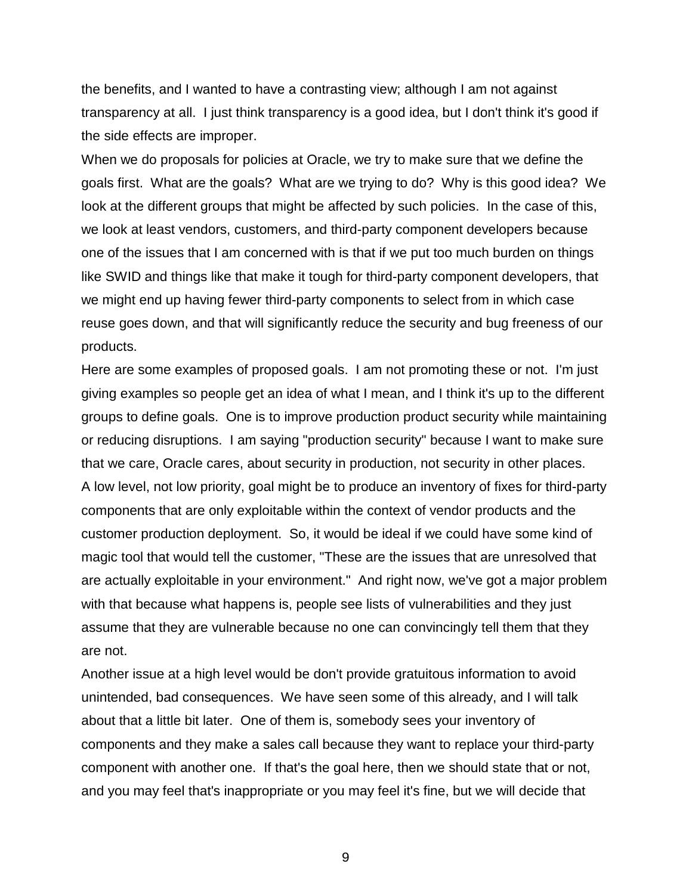the benefits, and I wanted to have a contrasting view; although I am not against transparency at all. I just think transparency is a good idea, but I don't think it's good if the side effects are improper.

When we do proposals for policies at Oracle, we try to make sure that we define the goals first. What are the goals? What are we trying to do? Why is this good idea? We look at the different groups that might be affected by such policies. In the case of this, we look at least vendors, customers, and third-party component developers because one of the issues that I am concerned with is that if we put too much burden on things like SWID and things like that make it tough for third-party component developers, that we might end up having fewer third-party components to select from in which case reuse goes down, and that will significantly reduce the security and bug freeness of our products.

Here are some examples of proposed goals. I am not promoting these or not. I'm just giving examples so people get an idea of what I mean, and I think it's up to the different groups to define goals. One is to improve production product security while maintaining or reducing disruptions. I am saying "production security" because I want to make sure that we care, Oracle cares, about security in production, not security in other places.

A low level, not low priority, goal might be to produce an inventory of fixes for third-party components that are only exploitable within the context of vendor products and the customer production deployment. So, it would be ideal if we could have some kind of magic tool that would tell the customer, "These are the issues that are unresolved that are actually exploitable in your environment." And right now, we've got a major problem with that because what happens is, people see lists of vulnerabilities and they just assume that they are vulnerable because no one can convincingly tell them that they are not.

Another issue at a high level would be don't provide gratuitous information to avoid unintended, bad consequences. We have seen some of this already, and I will talk about that a little bit later. One of them is, somebody sees your inventory of components and they make a sales call because they want to replace your third-party component with another one. If that's the goal here, then we should state that or not, and you may feel that's inappropriate or you may feel it's fine, but we will decide that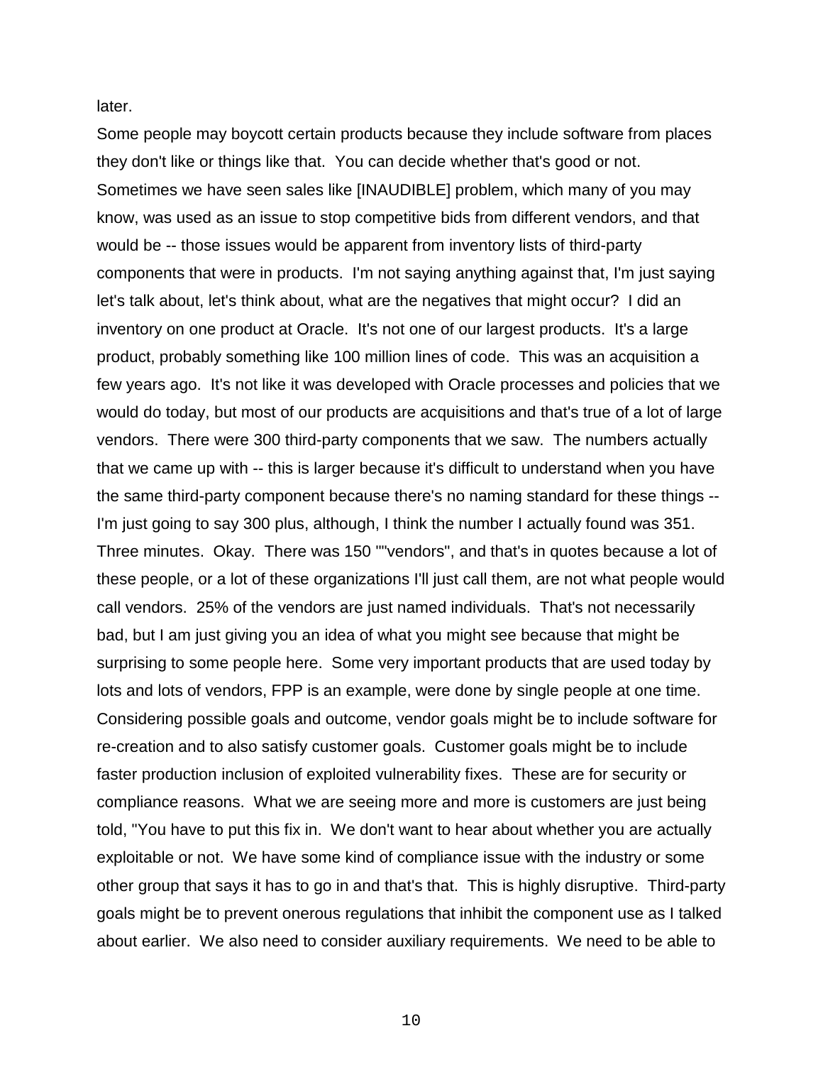later.

Some people may boycott certain products because they include software from places they don't like or things like that. You can decide whether that's good or not. Sometimes we have seen sales like [INAUDIBLE] problem, which many of you may know, was used as an issue to stop competitive bids from different vendors, and that would be -- those issues would be apparent from inventory lists of third-party components that were in products. I'm not saying anything against that, I'm just saying let's talk about, let's think about, what are the negatives that might occur? I did an inventory on one product at Oracle. It's not one of our largest products. It's a large product, probably something like 100 million lines of code. This was an acquisition a few years ago. It's not like it was developed with Oracle processes and policies that we would do today, but most of our products are acquisitions and that's true of a lot of large vendors. There were 300 third-party components that we saw. The numbers actually that we came up with -- this is larger because it's difficult to understand when you have the same third-party component because there's no naming standard for these things -- I'm just going to say 300 plus, although, I think the number I actually found was 351. Three minutes. Okay. There was 150 ""vendors", and that's in quotes because a lot of these people, or a lot of these organizations I'll just call them, are not what people would call vendors. 25% of the vendors are just named individuals. That's not necessarily bad, but I am just giving you an idea of what you might see because that might be surprising to some people here. Some very important products that are used today by lots and lots of vendors, FPP is an example, were done by single people at one time. Considering possible goals and outcome, vendor goals might be to include software for re-creation and to also satisfy customer goals. Customer goals might be to include faster production inclusion of exploited vulnerability fixes. These are for security or compliance reasons. What we are seeing more and more is customers are just being told, "You have to put this fix in. We don't want to hear about whether you are actually exploitable or not. We have some kind of compliance issue with the industry or some other group that says it has to go in and that's that. This is highly disruptive. Third-party goals might be to prevent onerous regulations that inhibit the component use as I talked about earlier. We also need to consider auxiliary requirements. We need to be able to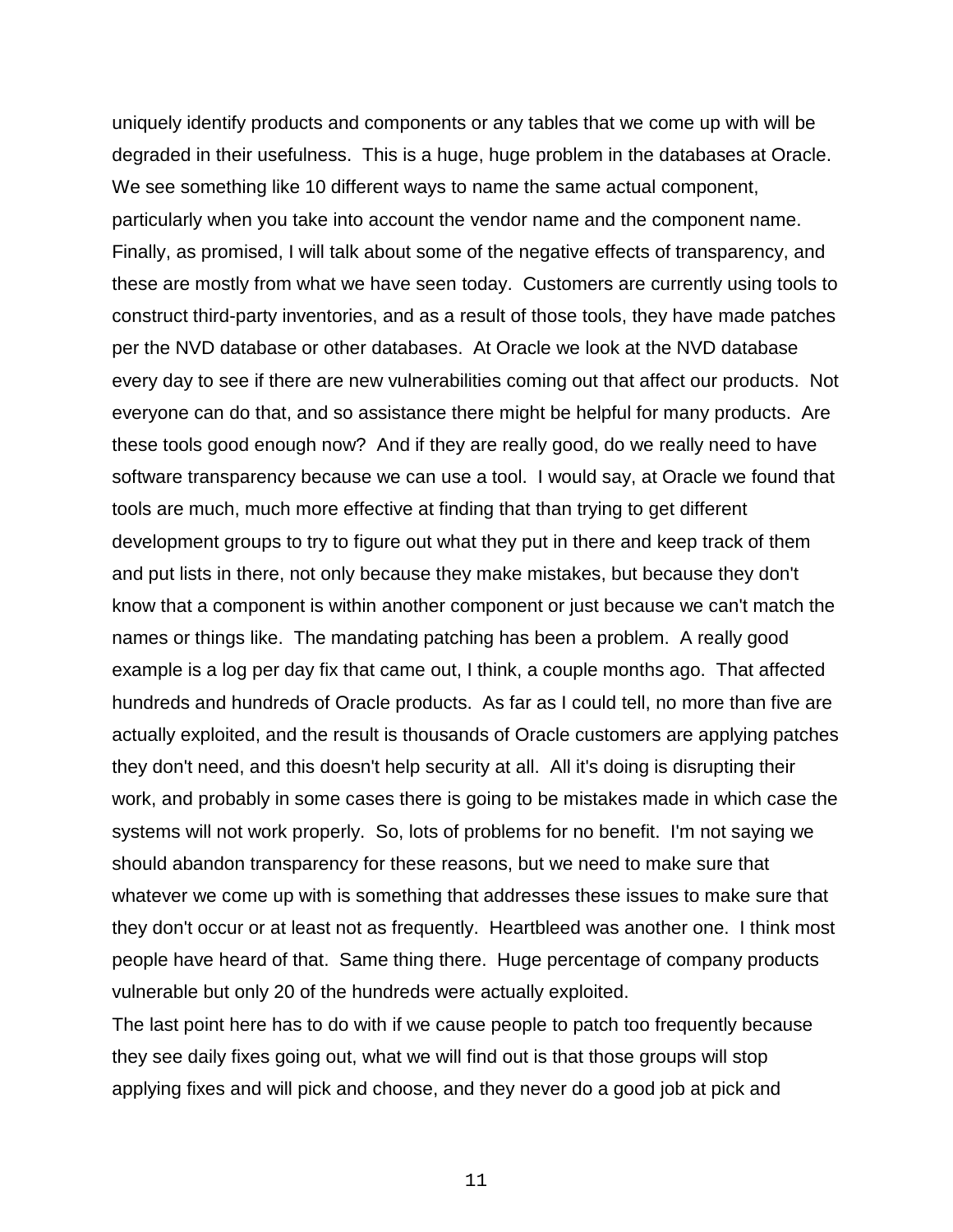uniquely identify products and components or any tables that we come up with will be degraded in their usefulness. This is a huge, huge problem in the databases at Oracle. We see something like 10 different ways to name the same actual component, particularly when you take into account the vendor name and the component name.

Finally, as promised, I will talk about some of the negative effects of transparency, and these are mostly from what we have seen today. Customers are currently using tools to construct third-party inventories, and as a result of those tools, they have made patches per the NVD database or other databases. At Oracle we look at the NVD database every day to see if there are new vulnerabilities coming out that affect our products. Not everyone can do that, and so assistance there might be helpful for many products. Are these tools good enough now? And if they are really good, do we really need to have software transparency because we can use a tool. I would say, at Oracle we found that tools are much, much more effective at finding that than trying to get different development groups to try to figure out what they put in there and keep track of them and put lists in there, not only because they make mistakes, but because they don't know that a component is within another component or just because we can't match the names or things like. The mandating patching has been a problem. A really good example is a log per day fix that came out, I think, a couple months ago. That affected hundreds and hundreds of Oracle products. As far as I could tell, no more than five are actually exploited, and the result is thousands of Oracle customers are applying patches they don't need, and this doesn't help security at all. All it's doing is disrupting their work, and probably in some cases there is going to be mistakes made in which case the systems will not work properly. So, lots of problems for no benefit. I'm not saying we should abandon transparency for these reasons, but we need to make sure that whatever we come up with is something that addresses these issues to make sure that they don't occur or at least not as frequently. Heartbleed was another one. I think most people have heard of that. Same thing there. Huge percentage of company products vulnerable but only 20 of the hundreds were actually exploited.

The last point here has to do with if we cause people to patch too frequently because they see daily fixes going out, what we will find out is that those groups will stop applying fixes and will pick and choose, and they never do a good job at pick and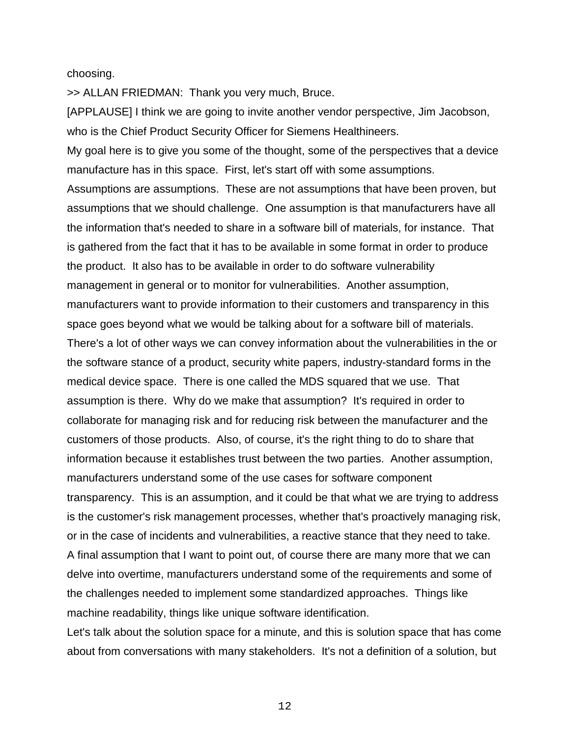choosing.

>> ALLAN FRIEDMAN: Thank you very much, Bruce.

[APPLAUSE] I think we are going to invite another vendor perspective, Jim Jacobson, who is the Chief Product Security Officer for Siemens Healthineers.

My goal here is to give you some of the thought, some of the perspectives that a device manufacture has in this space. First, let's start off with some assumptions. Assumptions are assumptions. These are not assumptions that have been proven, but assumptions that we should challenge. One assumption is that manufacturers have all the information that's needed to share in a software bill of materials, for instance. That is gathered from the fact that it has to be available in some format in order to produce the product. It also has to be available in order to do software vulnerability management in general or to monitor for vulnerabilities. Another assumption, manufacturers want to provide information to their customers and transparency in this space goes beyond what we would be talking about for a software bill of materials. There's a lot of other ways we can convey information about the vulnerabilities in the or the software stance of a product, security white papers, industry-standard forms in the medical device space. There is one called the MDS squared that we use. That assumption is there. Why do we make that assumption? It's required in order to collaborate for managing risk and for reducing risk between the manufacturer and the customers of those products. Also, of course, it's the right thing to do to share that information because it establishes trust between the two parties. Another assumption, manufacturers understand some of the use cases for software component transparency. This is an assumption, and it could be that what we are trying to address is the customer's risk management processes, whether that's proactively managing risk, or in the case of incidents and vulnerabilities, a reactive stance that they need to take. A final assumption that I want to point out, of course there are many more that we can delve into overtime, manufacturers understand some of the requirements and some of the challenges needed to implement some standardized approaches. Things like machine readability, things like unique software identification.

Let's talk about the solution space for a minute, and this is solution space that has come about from conversations with many stakeholders. It's not a definition of a solution, but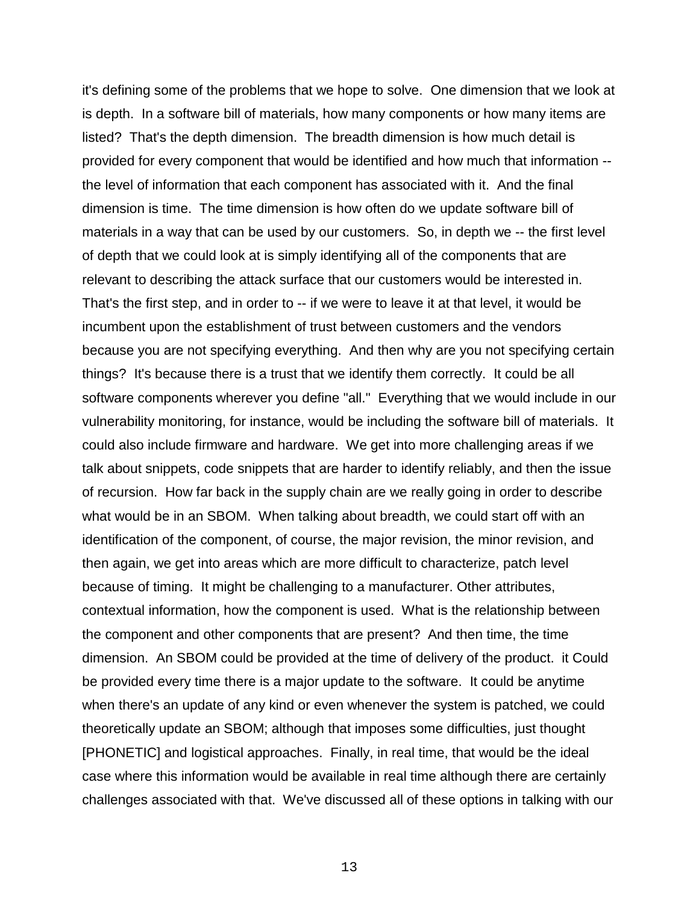it's defining some of the problems that we hope to solve. One dimension that we look at is depth. In a software bill of materials, how many components or how many items are listed? That's the depth dimension. The breadth dimension is how much detail is provided for every component that would be identified and how much that information -- the level of information that each component has associated with it. And the final dimension is time. The time dimension is how often do we update software bill of materials in a way that can be used by our customers. So, in depth we -- the first level of depth that we could look at is simply identifying all of the components that are relevant to describing the attack surface that our customers would be interested in. That's the first step, and in order to -- if we were to leave it at that level, it would be incumbent upon the establishment of trust between customers and the vendors because you are not specifying everything. And then why are you not specifying certain things? It's because there is a trust that we identify them correctly. It could be all software components wherever you define "all." Everything that we would include in our vulnerability monitoring, for instance, would be including the software bill of materials. It could also include firmware and hardware. We get into more challenging areas if we talk about snippets, code snippets that are harder to identify reliably, and then the issue of recursion. How far back in the supply chain are we really going in order to describe what would be in an SBOM. When talking about breadth, we could start off with an identification of the component, of course, the major revision, the minor revision, and then again, we get into areas which are more difficult to characterize, patch level because of timing. It might be challenging to a manufacturer. Other attributes, contextual information, how the component is used. What is the relationship between the component and other components that are present? And then time, the time dimension. An SBOM could be provided at the time of delivery of the product. it Could be provided every time there is a major update to the software. It could be anytime when there's an update of any kind or even whenever the system is patched, we could theoretically update an SBOM; although that imposes some difficulties, just thought [PHONETIC] and logistical approaches. Finally, in real time, that would be the ideal case where this information would be available in real time although there are certainly challenges associated with that. We've discussed all of these options in talking with our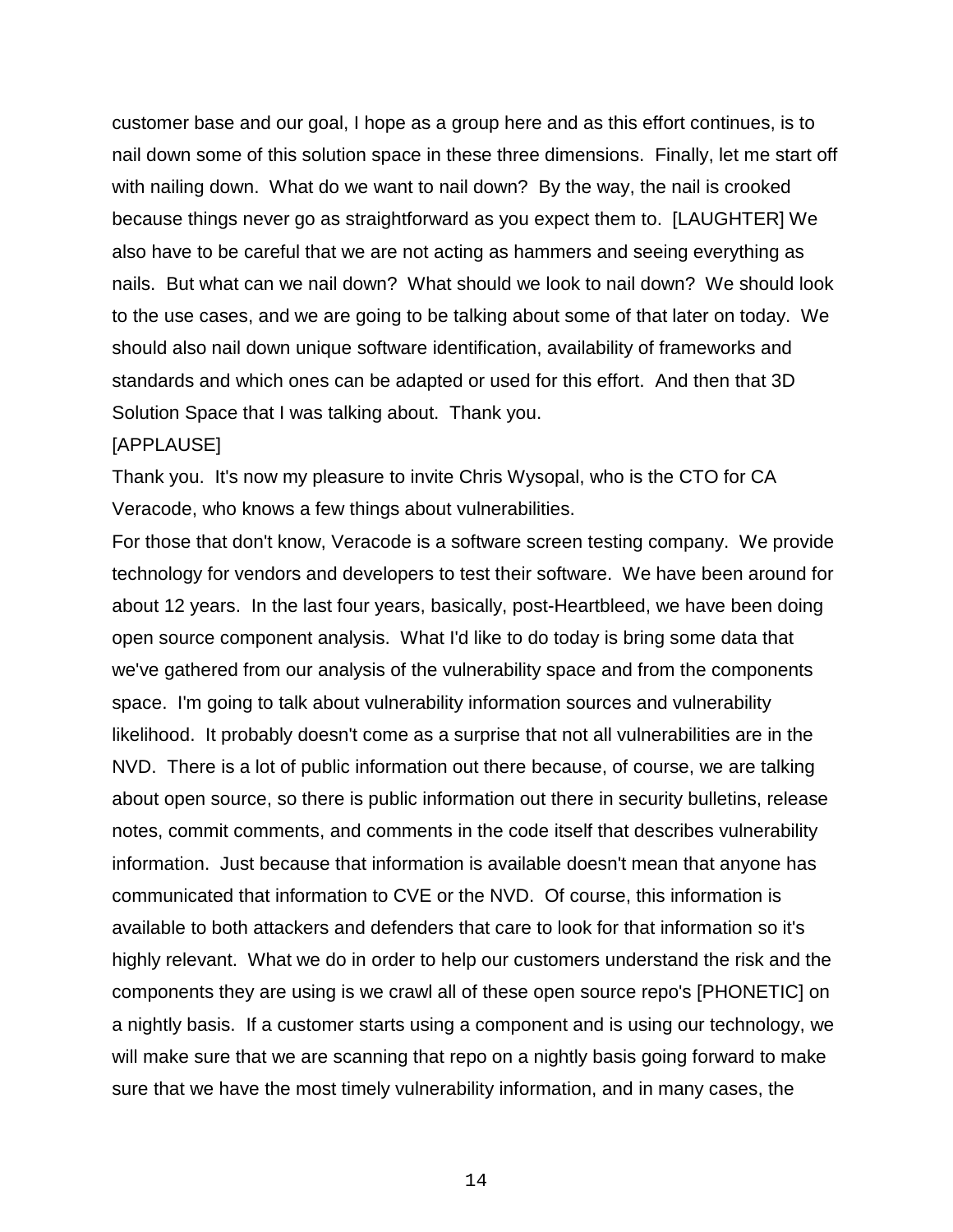customer base and our goal, I hope as a group here and as this effort continues, is to nail down some of this solution space in these three dimensions. Finally, let me start off with nailing down. What do we want to nail down? By the way, the nail is crooked because things never go as straightforward as you expect them to. [LAUGHTER] We also have to be careful that we are not acting as hammers and seeing everything as nails. But what can we nail down? What should we look to nail down? We should look to the use cases, and we are going to be talking about some of that later on today. We should also nail down unique software identification, availability of frameworks and standards and which ones can be adapted or used for this effort. And then that 3D Solution Space that I was talking about. Thank you.

[APPLAUSE]

Thank you. It's now my pleasure to invite Chris Wysopal, who is the CTO for CA Veracode, who knows a few things about vulnerabilities.

For those that don't know, Veracode is a software screen testing company. We provide technology for vendors and developers to test their software. We have been around for about 12 years. In the last four years, basically, post-Heartbleed, we have been doing open source component analysis. What I'd like to do today is bring some data that we've gathered from our analysis of the vulnerability space and from the components space. I'm going to talk about vulnerability information sources and vulnerability likelihood. It probably doesn't come as a surprise that not all vulnerabilities are in the NVD. There is a lot of public information out there because, of course, we are talking about open source, so there is public information out there in security bulletins, release notes, commit comments, and comments in the code itself that describes vulnerability information. Just because that information is available doesn't mean that anyone has communicated that information to CVE or the NVD. Of course, this information is available to both attackers and defenders that care to look for that information so it's highly relevant. What we do in order to help our customers understand the risk and the components they are using is we crawl all of these open source repo's [PHONETIC] on a nightly basis. If a customer starts using a component and is using our technology, we will make sure that we are scanning that repo on a nightly basis going forward to make sure that we have the most timely vulnerability information, and in many cases, the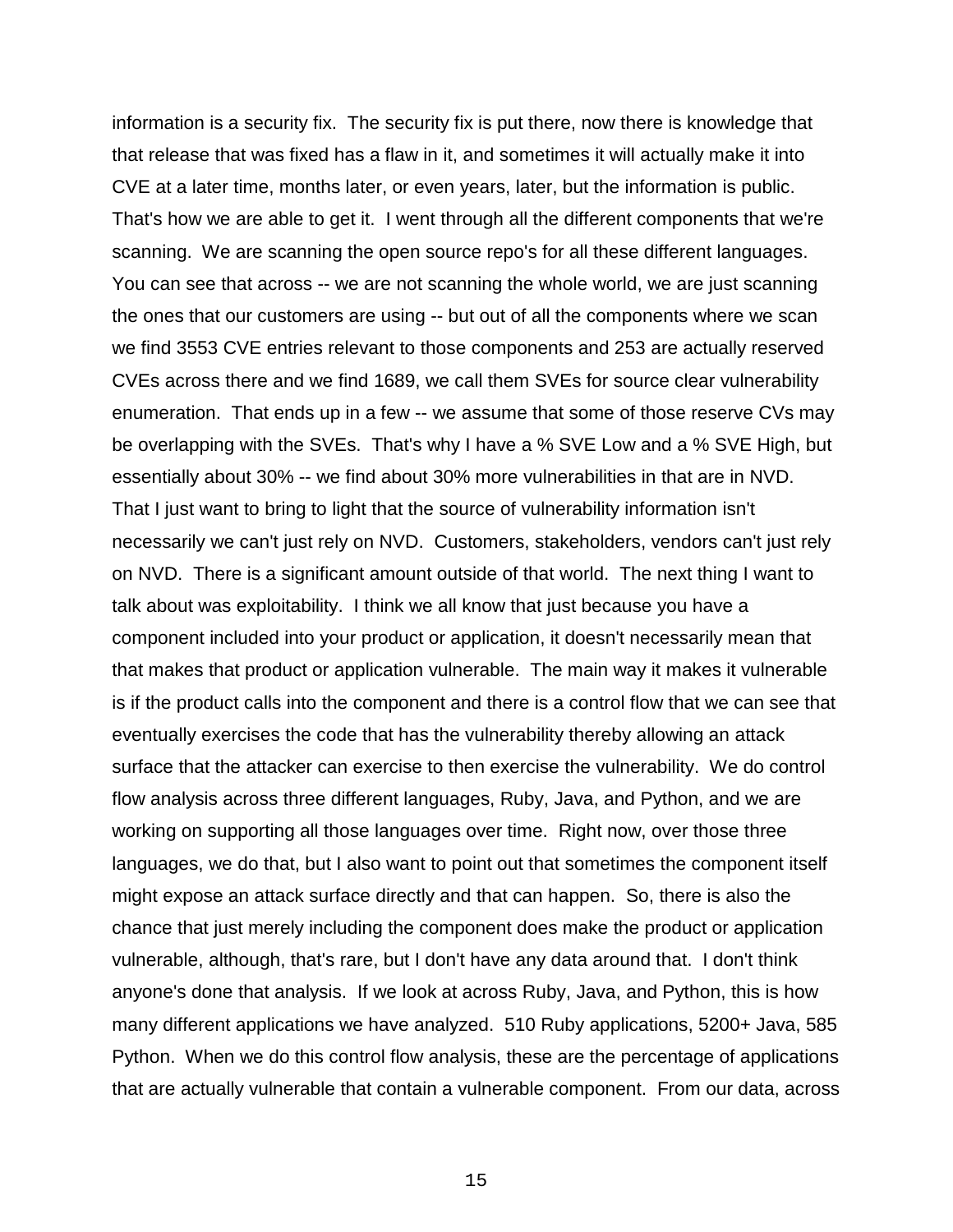information is a security fix. The security fix is put there, now there is knowledge that that release that was fixed has a flaw in it, and sometimes it will actually make it into CVE at a later time, months later, or even years, later, but the information is public. That's how we are able to get it. I went through all the different components that we're scanning. We are scanning the open source repo's for all these different languages. You can see that across -- we are not scanning the whole world, we are just scanning the ones that our customers are using -- but out of all the components where we scan we find 3553 CVE entries relevant to those components and 253 are actually reserved CVEs across there and we find 1689, we call them SVEs for source clear vulnerability enumeration. That ends up in a few -- we assume that some of those reserve CVs may be overlapping with the SVEs. That's why I have a % SVE Low and a % SVE High, but essentially about 30% -- we find about 30% more vulnerabilities in that are in NVD. That I just want to bring to light that the source of vulnerability information isn't necessarily we can't just rely on NVD. Customers, stakeholders, vendors can't just rely on NVD. There is a significant amount outside of that world. The next thing I want to talk about was exploitability. I think we all know that just because you have a component included into your product or application, it doesn't necessarily mean that that makes that product or application vulnerable. The main way it makes it vulnerable is if the product calls into the component and there is a control flow that we can see that eventually exercises the code that has the vulnerability thereby allowing an attack surface that the attacker can exercise to then exercise the vulnerability. We do control flow analysis across three different languages, Ruby, Java, and Python, and we are working on supporting all those languages over time. Right now, over those three languages, we do that, but I also want to point out that sometimes the component itself might expose an attack surface directly and that can happen. So, there is also the chance that just merely including the component does make the product or application vulnerable, although, that's rare, but I don't have any data around that. I don't think anyone's done that analysis. If we look at across Ruby, Java, and Python, this is how many different applications we have analyzed. 510 Ruby applications, 5200+ Java, 585 Python. When we do this control flow analysis, these are the percentage of applications that are actually vulnerable that contain a vulnerable component. From our data, across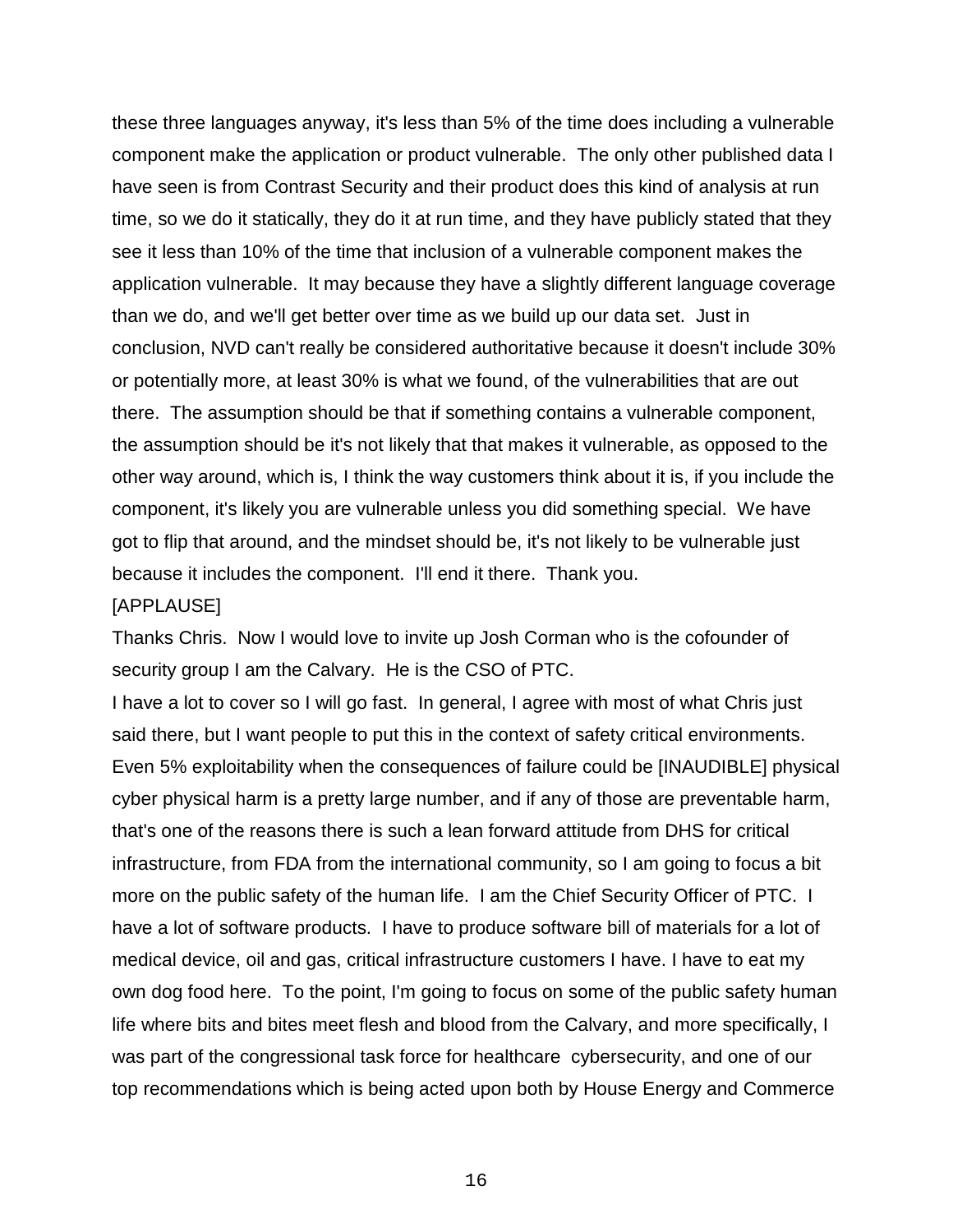these three languages anyway, it's less than 5% of the time does including a vulnerable component make the application or product vulnerable. The only other published data I have seen is from Contrast Security and their product does this kind of analysis at run time, so we do it statically, they do it at run time, and they have publicly stated that they see it less than 10% of the time that inclusion of a vulnerable component makes the application vulnerable. It may because they have a slightly different language coverage than we do, and we'll get better over time as we build up our data set. Just in conclusion, NVD can't really be considered authoritative because it doesn't include 30% or potentially more, at least 30% is what we found, of the vulnerabilities that are out there. The assumption should be that if something contains a vulnerable component, the assumption should be it's not likely that that makes it vulnerable, as opposed to the other way around, which is, I think the way customers think about it is, if you include the component, it's likely you are vulnerable unless you did something special. We have got to flip that around, and the mindset should be, it's not likely to be vulnerable just because it includes the component. I'll end it there. Thank you.

[APPLAUSE]

Thanks Chris. Now I would love to invite up Josh Corman who is the cofounder of security group I am the Calvary. He is the CSO of PTC.

I have a lot to cover so I will go fast. In general, I agree with most of what Chris just said there, but I want people to put this in the context of safety critical environments. Even 5% exploitability when the consequences of failure could be [INAUDIBLE] physical cyber physical harm is a pretty large number, and if any of those are preventable harm, that's one of the reasons there is such a lean forward attitude from DHS for critical infrastructure, from FDA from the international community, so I am going to focus a bit more on the public safety of the human life. I am the Chief Security Officer of PTC. I have a lot of software products. I have to produce software bill of materials for a lot of medical device, oil and gas, critical infrastructure customers I have. I have to eat my own dog food here. To the point, I'm going to focus on some of the public safety human life where bits and bites meet flesh and blood from the Calvary, and more specifically, I was part of the congressional task force for healthcare cybersecurity, and one of our top recommendations which is being acted upon both by House Energy and Commerce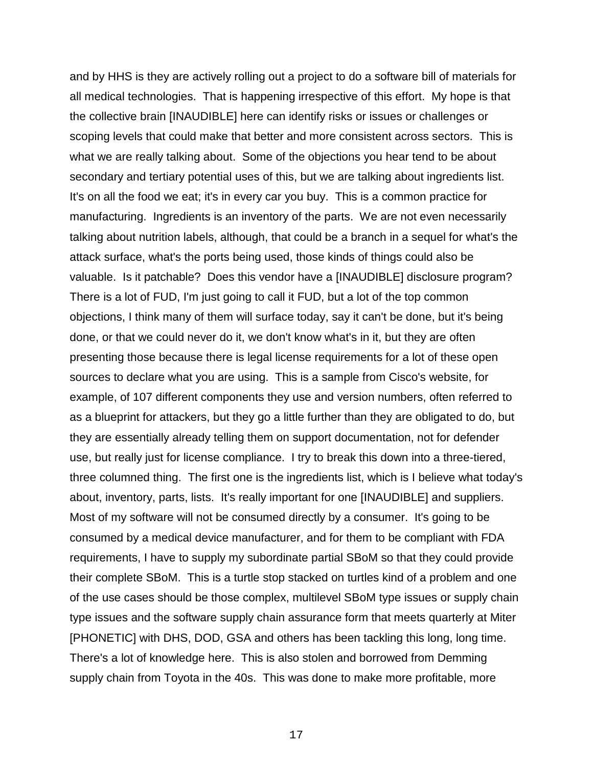and by HHS is they are actively rolling out a project to do a software bill of materials for all medical technologies. That is happening irrespective of this effort. My hope is that the collective brain [INAUDIBLE] here can identify risks or issues or challenges or scoping levels that could make that better and more consistent across sectors. This is what we are really talking about. Some of the objections you hear tend to be about secondary and tertiary potential uses of this, but we are talking about ingredients list. It's on all the food we eat; it's in every car you buy. This is a common practice for manufacturing. Ingredients is an inventory of the parts. We are not even necessarily talking about nutrition labels, although, that could be a branch in a sequel for what's the attack surface, what's the ports being used, those kinds of things could also be valuable. Is it patchable? Does this vendor have a [INAUDIBLE] disclosure program? There is a lot of FUD, I'm just going to call it FUD, but a lot of the top common objections, I think many of them will surface today, say it can't be done, but it's being done, or that we could never do it, we don't know what's in it, but they are often presenting those because there is legal license requirements for a lot of these open sources to declare what you are using. This is a sample from Cisco's website, for example, of 107 different components they use and version numbers, often referred to as a blueprint for attackers, but they go a little further than they are obligated to do, but they are essentially already telling them on support documentation, not for defender use, but really just for license compliance. I try to break this down into a three-tiered, three columned thing. The first one is the ingredients list, which is I believe what today's about, inventory, parts, lists. It's really important for one [INAUDIBLE] and suppliers. Most of my software will not be consumed directly by a consumer. It's going to be consumed by a medical device manufacturer, and for them to be compliant with FDA requirements, I have to supply my subordinate partial SBoM so that they could provide their complete SBoM. This is a turtle stop stacked on turtles kind of a problem and one of the use cases should be those complex, multilevel SBoM type issues or supply chain type issues and the software supply chain assurance form that meets quarterly at Miter [PHONETIC] with DHS, DOD, GSA and others has been tackling this long, long time. There's a lot of knowledge here. This is also stolen and borrowed from Demming supply chain from Toyota in the 40s. This was done to make more profitable, more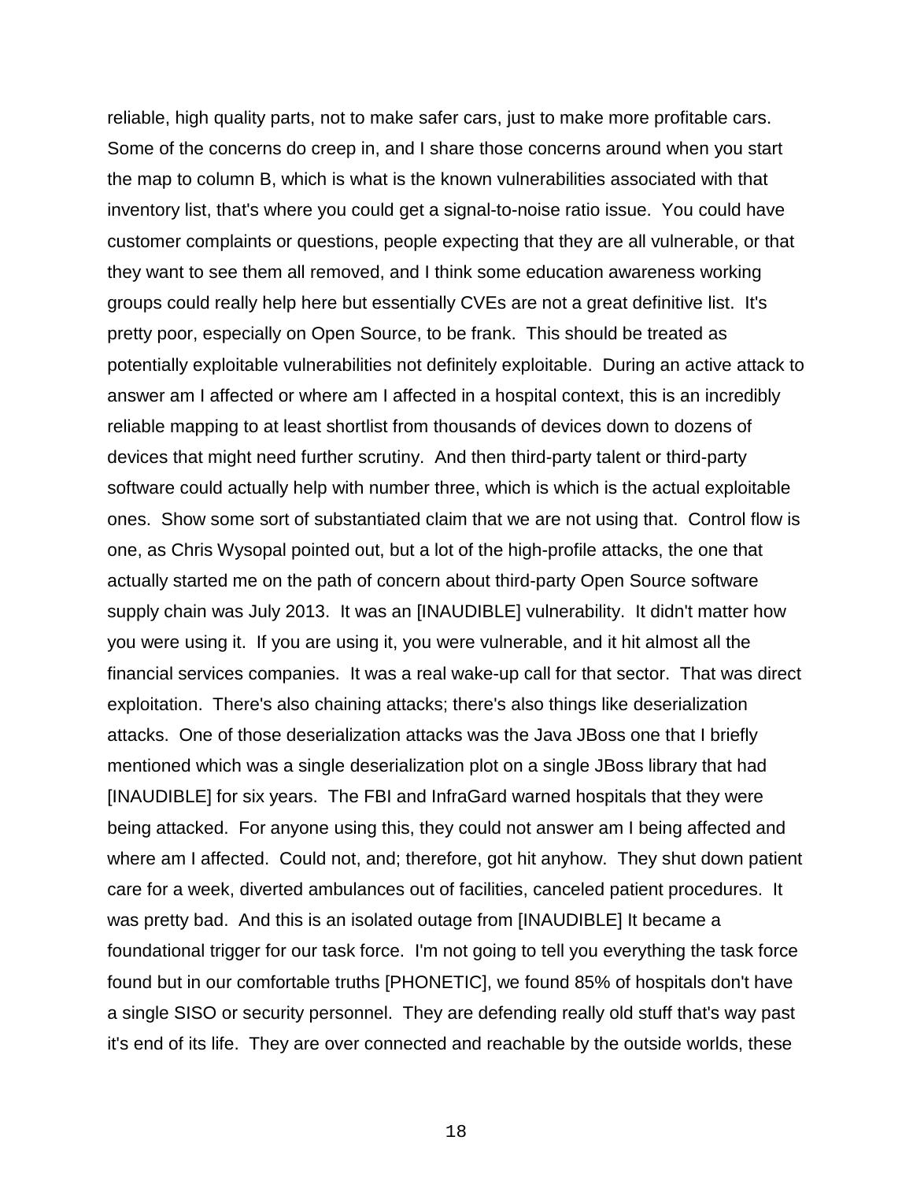reliable, high quality parts, not to make safer cars, just to make more profitable cars. Some of the concerns do creep in, and I share those concerns around when you start the map to column B, which is what is the known vulnerabilities associated with that inventory list, that's where you could get a signal-to-noise ratio issue. You could have customer complaints or questions, people expecting that they are all vulnerable, or that they want to see them all removed, and I think some education awareness working groups could really help here but essentially CVEs are not a great definitive list. It's pretty poor, especially on Open Source, to be frank. This should be treated as potentially exploitable vulnerabilities not definitely exploitable. During an active attack to answer am I affected or where am I affected in a hospital context, this is an incredibly reliable mapping to at least shortlist from thousands of devices down to dozens of devices that might need further scrutiny. And then third-party talent or third-party software could actually help with number three, which is which is the actual exploitable ones. Show some sort of substantiated claim that we are not using that. Control flow is one, as Chris Wysopal pointed out, but a lot of the high-profile attacks, the one that actually started me on the path of concern about third-party Open Source software supply chain was July 2013. It was an [INAUDIBLE] vulnerability. It didn't matter how you were using it. If you are using it, you were vulnerable, and it hit almost all the financial services companies. It was a real wake-up call for that sector. That was direct exploitation. There's also chaining attacks; there's also things like deserialization attacks. One of those deserialization attacks was the Java JBoss one that I briefly mentioned which was a single deserialization plot on a single JBoss library that had [INAUDIBLE] for six years. The FBI and InfraGard warned hospitals that they were being attacked. For anyone using this, they could not answer am I being affected and where am I affected. Could not, and; therefore, got hit anyhow. They shut down patient care for a week, diverted ambulances out of facilities, canceled patient procedures. It was pretty bad. And this is an isolated outage from [INAUDIBLE] It became a foundational trigger for our task force. I'm not going to tell you everything the task force found but in our comfortable truths [PHONETIC], we found 85% of hospitals don't have a single SISO or security personnel. They are defending really old stuff that's way past it's end of its life. They are over connected and reachable by the outside worlds, these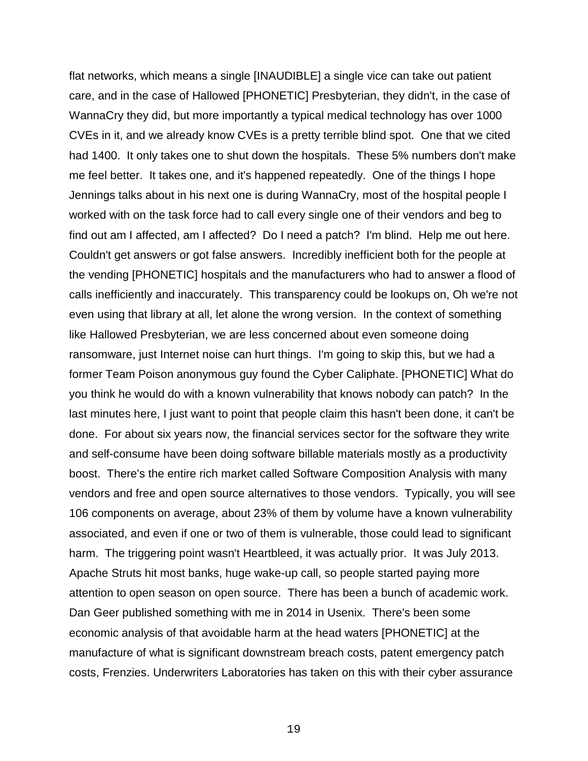flat networks, which means a single [INAUDIBLE] a single vice can take out patient care, and in the case of Hallowed [PHONETIC] Presbyterian, they didn't, in the case of WannaCry they did, but more importantly a typical medical technology has over 1000 CVEs in it, and we already know CVEs is a pretty terrible blind spot. One that we cited had 1400. It only takes one to shut down the hospitals. These 5% numbers don't make me feel better. It takes one, and it's happened repeatedly. One of the things I hope Jennings talks about in his next one is during WannaCry, most of the hospital people I worked with on the task force had to call every single one of their vendors and beg to find out am I affected, am I affected? Do I need a patch? I'm blind. Help me out here. Couldn't get answers or got false answers. Incredibly inefficient both for the people at the vending [PHONETIC] hospitals and the manufacturers who had to answer a flood of calls inefficiently and inaccurately. This transparency could be lookups on, Oh we're not even using that library at all, let alone the wrong version. In the context of something like Hallowed Presbyterian, we are less concerned about even someone doing ransomware, just Internet noise can hurt things. I'm going to skip this, but we had a former Team Poison anonymous guy found the Cyber Caliphate. [PHONETIC] What do you think he would do with a known vulnerability that knows nobody can patch? In the last minutes here, I just want to point that people claim this hasn't been done, it can't be done. For about six years now, the financial services sector for the software they write and self-consume have been doing software billable materials mostly as a productivity boost. There's the entire rich market called Software Composition Analysis with many vendors and free and open source alternatives to those vendors. Typically, you will see 106 components on average, about 23% of them by volume have a known vulnerability associated, and even if one or two of them is vulnerable, those could lead to significant harm. The triggering point wasn't Heartbleed, it was actually prior. It was July 2013. Apache Struts hit most banks, huge wake-up call, so people started paying more attention to open season on open source. There has been a bunch of academic work. Dan Geer published something with me in 2014 in Usenix. There's been some economic analysis of that avoidable harm at the head waters [PHONETIC] at the manufacture of what is significant downstream breach costs, patent emergency patch costs, Frenzies. Underwriters Laboratories has taken on this with their cyber assurance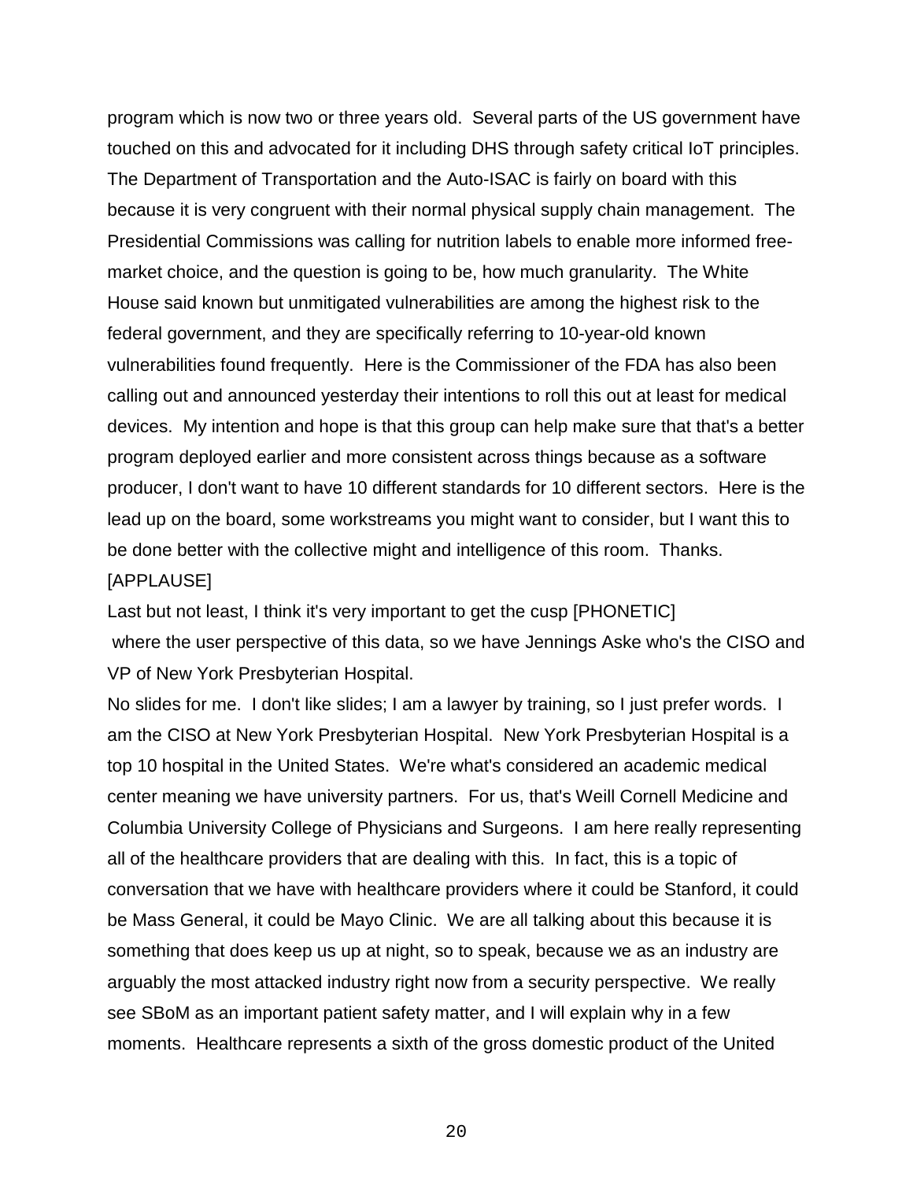program which is now two or three years old. Several parts of the US government have touched on this and advocated for it including DHS through safety critical IoT principles. The Department of Transportation and the Auto-ISAC is fairly on board with this because it is very congruent with their normal physical supply chain management. The Presidential Commissions was calling for nutrition labels to enable more informed free-market choice, and the question is going to be, how much granularity. The White House said known but unmitigated vulnerabilities are among the highest risk to the federal government, and they are specifically referring to 10-year-old known vulnerabilities found frequently. Here is the Commissioner of the FDA has also been calling out and announced yesterday their intentions to roll this out at least for medical devices. My intention and hope is that this group can help make sure that that's a better program deployed earlier and more consistent across things because as a software producer, I don't want to have 10 different standards for 10 different sectors. Here is the lead up on the board, some workstreams you might want to consider, but I want this to be done better with the collective might and intelligence of this room. Thanks.

[APPLAUSE]

Last but not least, I think it's very important to get the cusp [PHONETIC] where the user perspective of this data, so we have Jennings Aske who's the CISO and VP of New York Presbyterian Hospital.

No slides for me. I don't like slides; I am a lawyer by training, so I just prefer words. I am the CISO at New York Presbyterian Hospital. New York Presbyterian Hospital is a top 10 hospital in the United States. We're what's considered an academic medical center meaning we have university partners. For us, that's Weill Cornell Medicine and Columbia University College of Physicians and Surgeons. I am here really representing all of the healthcare providers that are dealing with this. In fact, this is a topic of conversation that we have with healthcare providers where it could be Stanford, it could be Mass General, it could be Mayo Clinic. We are all talking about this because it is something that does keep us up at night, so to speak, because we as an industry are arguably the most attacked industry right now from a security perspective. We really see SBoM as an important patient safety matter, and I will explain why in a few moments. Healthcare represents a sixth of the gross domestic product of the United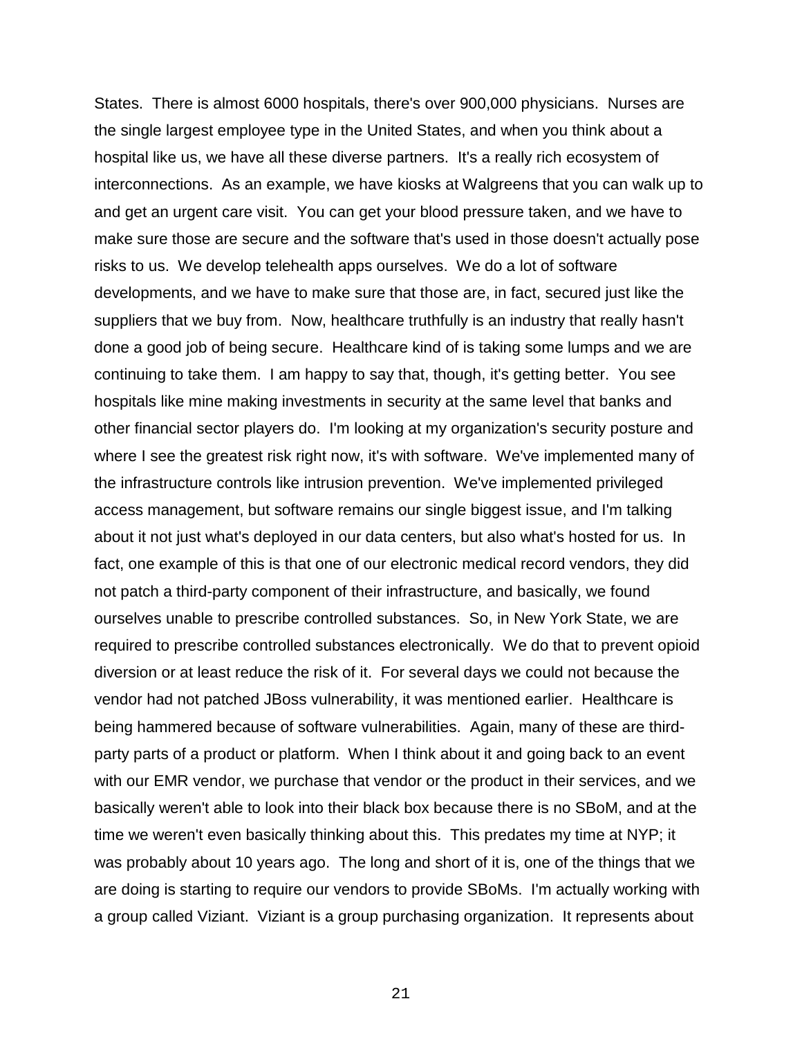States. There is almost 6000 hospitals, there's over 900,000 physicians. Nurses are the single largest employee type in the United States, and when you think about a hospital like us, we have all these diverse partners. It's a really rich ecosystem of interconnections. As an example, we have kiosks at Walgreens that you can walk up to and get an urgent care visit. You can get your blood pressure taken, and we have to make sure those are secure and the software that's used in those doesn't actually pose risks to us. We develop telehealth apps ourselves. We do a lot of software developments, and we have to make sure that those are, in fact, secured just like the suppliers that we buy from. Now, healthcare truthfully is an industry that really hasn't done a good job of being secure. Healthcare kind of is taking some lumps and we are continuing to take them. I am happy to say that, though, it's getting better. You see hospitals like mine making investments in security at the same level that banks and other financial sector players do. I'm looking at my organization's security posture and where I see the greatest risk right now, it's with software. We've implemented many of the infrastructure controls like intrusion prevention. We've implemented privileged access management, but software remains our single biggest issue, and I'm talking about it not just what's deployed in our data centers, but also what's hosted for us. In fact, one example of this is that one of our electronic medical record vendors, they did not patch a third-party component of their infrastructure, and basically, we found ourselves unable to prescribe controlled substances. So, in New York State, we are required to prescribe controlled substances electronically. We do that to prevent opioid diversion or at least reduce the risk of it. For several days we could not because the vendor had not patched JBoss vulnerability, it was mentioned earlier. Healthcare is being hammered because of software vulnerabilities. Again, many of these are third-party parts of a product or platform. When I think about it and going back to an event with our EMR vendor, we purchase that vendor or the product in their services, and we basically weren't able to look into their black box because there is no SBoM, and at the time we weren't even basically thinking about this. This predates my time at NYP; it was probably about 10 years ago. The long and short of it is, one of the things that we are doing is starting to require our vendors to provide SBoMs. I'm actually working with a group called Viziant. Viziant is a group purchasing organization. It represents about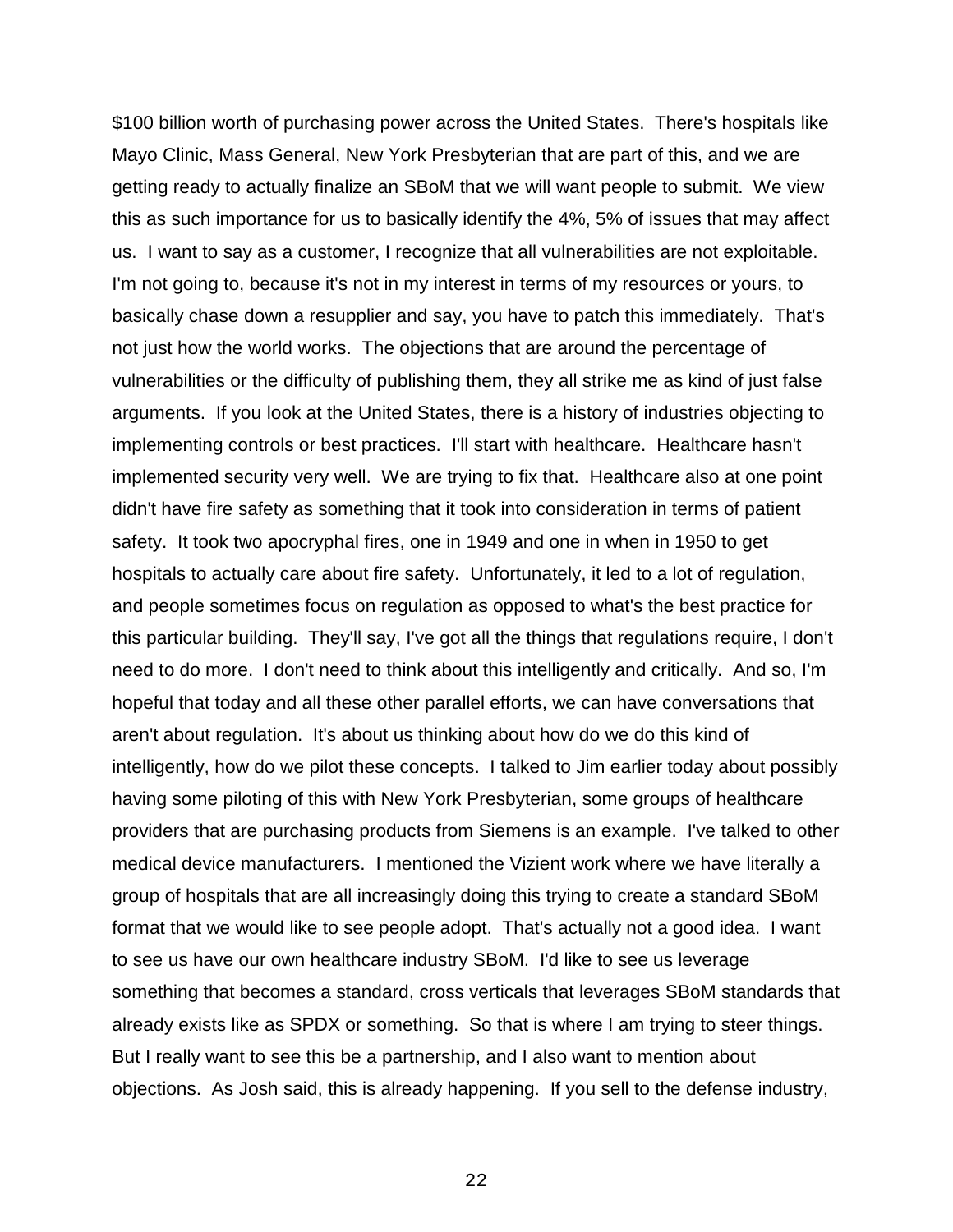$100 billion worth of purchasing power across the United States. There's hospitals like Mayo Clinic, Mass General, New York Presbyterian that are part of this, and we are getting ready to actually finalize an SBoM that we will want people to submit. We view this as such importance for us to basically identify the 4%, 5% of issues that may affect us. I want to say as a customer, I recognize that all vulnerabilities are not exploitable. I'm not going to, because it's not in my interest in terms of my resources or yours, to basically chase down a resupplier and say, you have to patch this immediately. That's not just how the world works. The objections that are around the percentage of vulnerabilities or the difficulty of publishing them, they all strike me as kind of just false arguments. If you look at the United States, there is a history of industries objecting to implementing controls or best practices. I'll start with healthcare. Healthcare hasn't implemented security very well. We are trying to fix that. Healthcare also at one point didn't have fire safety as something that it took into consideration in terms of patient safety. It took two apocryphal fires, one in 1949 and one in when in 1950 to get hospitals to actually care about fire safety. Unfortunately, it led to a lot of regulation, and people sometimes focus on regulation as opposed to what's the best practice for this particular building. They'll say, I've got all the things that regulations require, I don't need to do more. I don't need to think about this intelligently and critically. And so, I'm hopeful that today and all these other parallel efforts, we can have conversations that aren't about regulation. It's about us thinking about how do we do this kind of intelligently, how do we pilot these concepts. I talked to Jim earlier today about possibly having some piloting of this with New York Presbyterian, some groups of healthcare providers that are purchasing products from Siemens is an example. I've talked to other medical device manufacturers. I mentioned the Vizient work where we have literally a group of hospitals that are all increasingly doing this trying to create a standard SBoM format that we would like to see people adopt. That's actually not a good idea. I want to see us have our own healthcare industry SBoM. I'd like to see us leverage something that becomes a standard, cross verticals that leverages SBoM standards that already exists like as SPDX or something. So that is where I am trying to steer things. But I really want to see this be a partnership, and I also want to mention about objections. As Josh said, this is already happening. If you sell to the defense industry,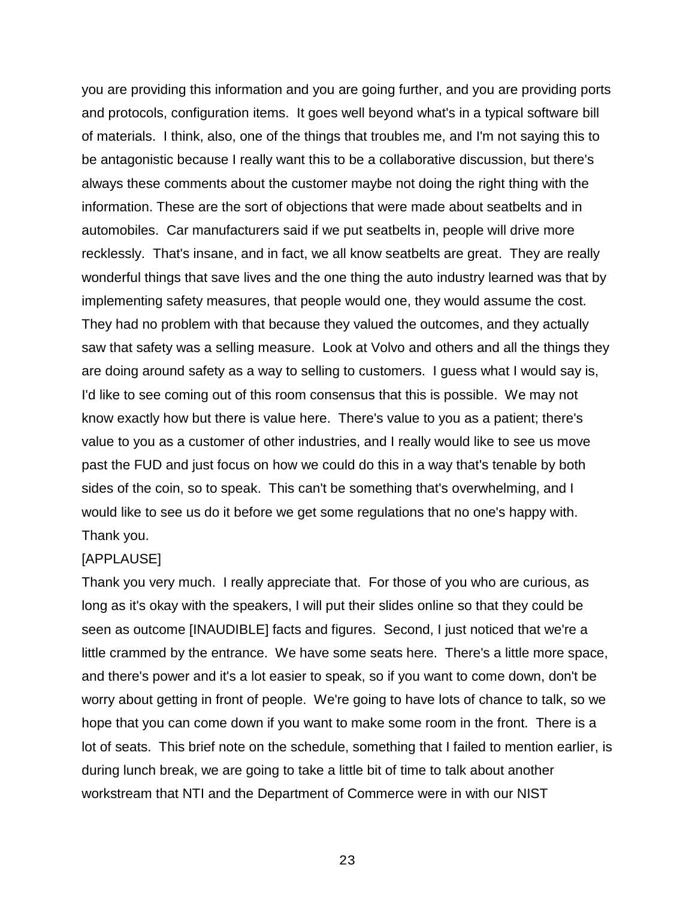you are providing this information and you are going further, and you are providing ports and protocols, configuration items. It goes well beyond what's in a typical software bill of materials. I think, also, one of the things that troubles me, and I'm not saying this to be antagonistic because I really want this to be a collaborative discussion, but there's always these comments about the customer maybe not doing the right thing with the information. These are the sort of objections that were made about seatbelts and in automobiles. Car manufacturers said if we put seatbelts in, people will drive more recklessly. That's insane, and in fact, we all know seatbelts are great. They are really wonderful things that save lives and the one thing the auto industry learned was that by implementing safety measures, that people would one, they would assume the cost. They had no problem with that because they valued the outcomes, and they actually saw that safety was a selling measure. Look at Volvo and others and all the things they are doing around safety as a way to selling to customers. I guess what I would say is, I'd like to see coming out of this room consensus that this is possible. We may not know exactly how but there is value here. There's value to you as a patient; there's value to you as a customer of other industries, and I really would like to see us move past the FUD and just focus on how we could do this in a way that's tenable by both sides of the coin, so to speak. This can't be something that's overwhelming, and I would like to see us do it before we get some regulations that no one's happy with. Thank you.

[APPLAUSE]

Thank you very much. I really appreciate that. For those of you who are curious, as long as it's okay with the speakers, I will put their slides online so that they could be seen as outcome [INAUDIBLE] facts and figures. Second, I just noticed that we're a little crammed by the entrance. We have some seats here. There's a little more space, and there's power and it's a lot easier to speak, so if you want to come down, don't be worry about getting in front of people. We're going to have lots of chance to talk, so we hope that you can come down if you want to make some room in the front. There is a lot of seats. This brief note on the schedule, something that I failed to mention earlier, is during lunch break, we are going to take a little bit of time to talk about another workstream that NTI and the Department of Commerce were in with our NIST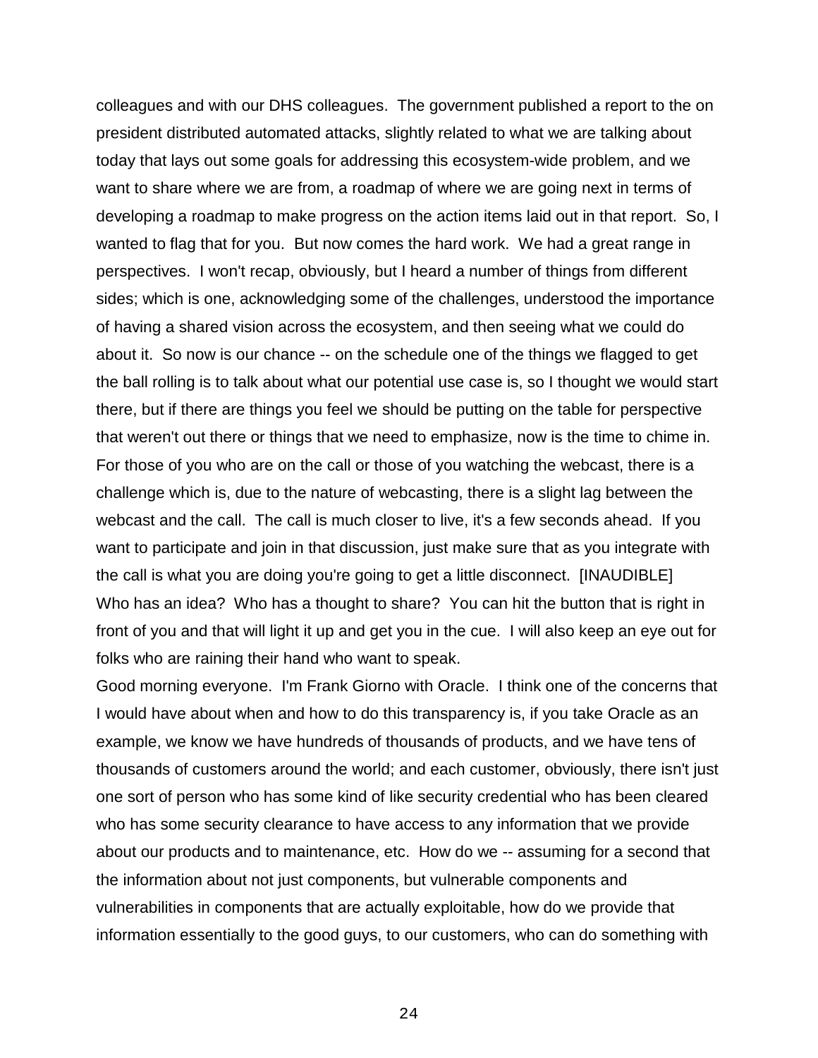colleagues and with our DHS colleagues. The government published a report to the on president distributed automated attacks, slightly related to what we are talking about today that lays out some goals for addressing this ecosystem-wide problem, and we want to share where we are from, a roadmap of where we are going next in terms of developing a roadmap to make progress on the action items laid out in that report. So, I wanted to flag that for you. But now comes the hard work. We had a great range in perspectives. I won't recap, obviously, but I heard a number of things from different sides; which is one, acknowledging some of the challenges, understood the importance of having a shared vision across the ecosystem, and then seeing what we could do about it. So now is our chance -- on the schedule one of the things we flagged to get the ball rolling is to talk about what our potential use case is, so I thought we would start there, but if there are things you feel we should be putting on the table for perspective that weren't out there or things that we need to emphasize, now is the time to chime in. For those of you who are on the call or those of you watching the webcast, there is a challenge which is, due to the nature of webcasting, there is a slight lag between the webcast and the call. The call is much closer to live, it's a few seconds ahead. If you want to participate and join in that discussion, just make sure that as you integrate with the call is what you are doing you're going to get a little disconnect. [INAUDIBLE]
Who has an idea? Who has a thought to share? You can hit the button that is right in front of you and that will light it up and get you in the cue. I will also keep an eye out for folks who are raining their hand who want to speak.

Good morning everyone. I'm Frank Giorno with Oracle. I think one of the concerns that I would have about when and how to do this transparency is, if you take Oracle as an example, we know we have hundreds of thousands of products, and we have tens of thousands of customers around the world; and each customer, obviously, there isn't just one sort of person who has some kind of like security credential who has been cleared who has some security clearance to have access to any information that we provide about our products and to maintenance, etc. How do we -- assuming for a second that the information about not just components, but vulnerable components and vulnerabilities in components that are actually exploitable, how do we provide that information essentially to the good guys, to our customers, who can do something with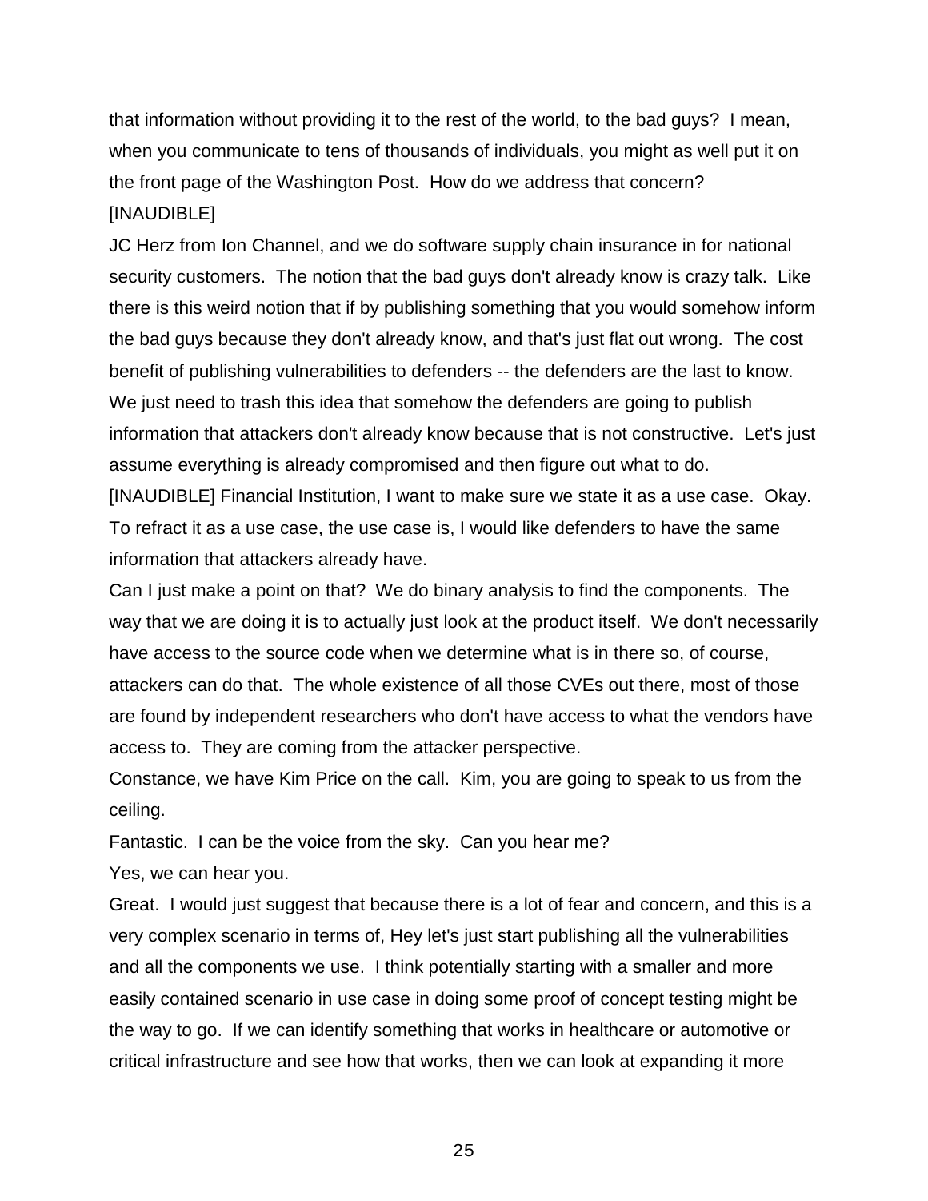that information without providing it to the rest of the world, to the bad guys? I mean, when you communicate to tens of thousands of individuals, you might as well put it on the front page of the Washington Post. How do we address that concern?

[INAUDIBLE]

JC Herz from Ion Channel, and we do software supply chain insurance in for national security customers. The notion that the bad guys don't already know is crazy talk. Like there is this weird notion that if by publishing something that you would somehow inform the bad guys because they don't already know, and that's just flat out wrong. The cost benefit of publishing vulnerabilities to defenders -- the defenders are the last to know. We just need to trash this idea that somehow the defenders are going to publish information that attackers don't already know because that is not constructive. Let's just assume everything is already compromised and then figure out what to do.

[INAUDIBLE] Financial Institution, I want to make sure we state it as a use case. Okay. To refract it as a use case, the use case is, I would like defenders to have the same information that attackers already have.

Can I just make a point on that? We do binary analysis to find the components. The way that we are doing it is to actually just look at the product itself. We don't necessarily have access to the source code when we determine what is in there so, of course, attackers can do that. The whole existence of all those CVEs out there, most of those are found by independent researchers who don't have access to what the vendors have access to. They are coming from the attacker perspective.

Constance, we have Kim Price on the call. Kim, you are going to speak to us from the ceiling.

Fantastic. I can be the voice from the sky. Can you hear me?

Yes, we can hear you.

Great. I would just suggest that because there is a lot of fear and concern, and this is a very complex scenario in terms of, Hey let's just start publishing all the vulnerabilities and all the components we use. I think potentially starting with a smaller and more easily contained scenario in use case in doing some proof of concept testing might be the way to go. If we can identify something that works in healthcare or automotive or critical infrastructure and see how that works, then we can look at expanding it more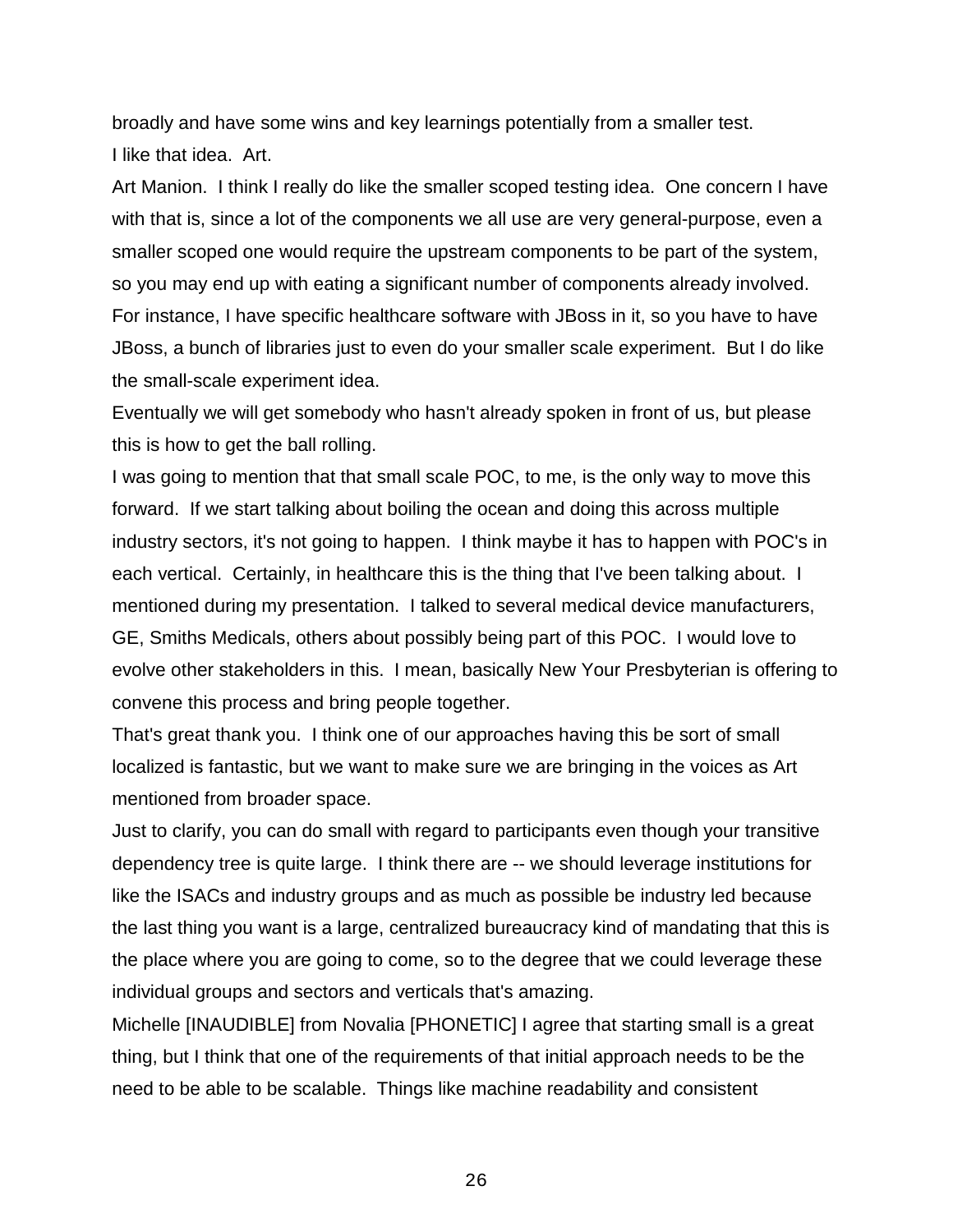broadly and have some wins and key learnings potentially from a smaller test.

I like that idea. Art.

Art Manion. I think I really do like the smaller scoped testing idea. One concern I have with that is, since a lot of the components we all use are very general-purpose, even a smaller scoped one would require the upstream components to be part of the system, so you may end up with eating a significant number of components already involved. For instance, I have specific healthcare software with JBoss in it, so you have to have JBoss, a bunch of libraries just to even do your smaller scale experiment. But I do like the small-scale experiment idea.

Eventually we will get somebody who hasn't already spoken in front of us, but please this is how to get the ball rolling.

I was going to mention that that small scale POC, to me, is the only way to move this forward. If we start talking about boiling the ocean and doing this across multiple industry sectors, it's not going to happen. I think maybe it has to happen with POC's in each vertical. Certainly, in healthcare this is the thing that I've been talking about. I mentioned during my presentation. I talked to several medical device manufacturers, GE, Smiths Medicals, others about possibly being part of this POC. I would love to evolve other stakeholders in this. I mean, basically New Your Presbyterian is offering to convene this process and bring people together.

That's great thank you. I think one of our approaches having this be sort of small localized is fantastic, but we want to make sure we are bringing in the voices as Art mentioned from broader space.

Just to clarify, you can do small with regard to participants even though your transitive dependency tree is quite large. I think there are -- we should leverage institutions for like the ISACs and industry groups and as much as possible be industry led because the last thing you want is a large, centralized bureaucracy kind of mandating that this is the place where you are going to come, so to the degree that we could leverage these individual groups and sectors and verticals that's amazing.

Michelle [INAUDIBLE] from Novalia [PHONETIC] I agree that starting small is a great thing, but I think that one of the requirements of that initial approach needs to be the need to be able to be scalable. Things like machine readability and consistent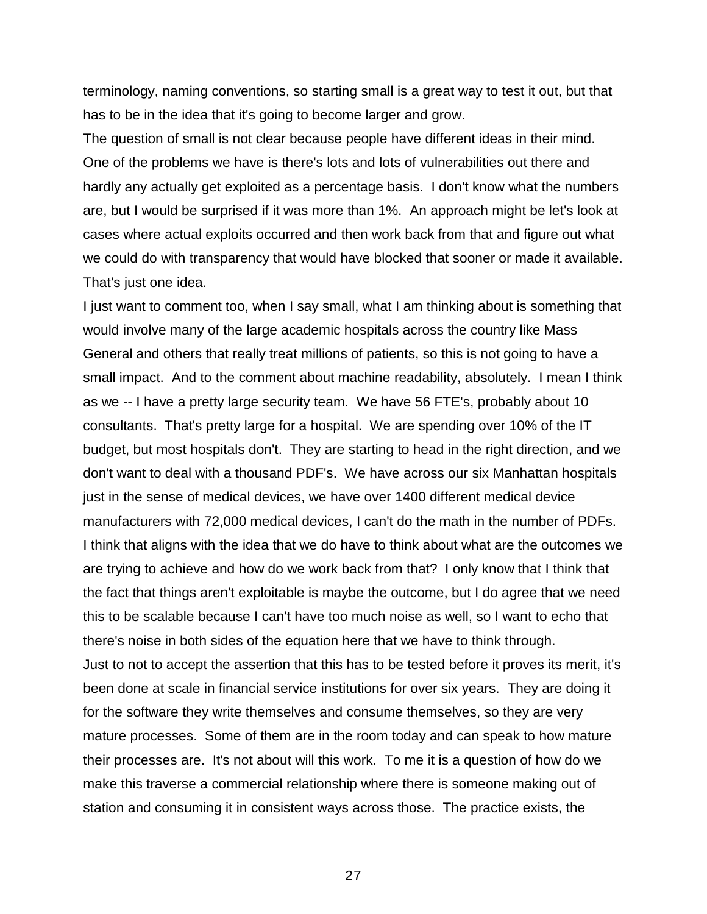terminology, naming conventions, so starting small is a great way to test it out, but that has to be in the idea that it's going to become larger and grow.

The question of small is not clear because people have different ideas in their mind. One of the problems we have is there's lots and lots of vulnerabilities out there and hardly any actually get exploited as a percentage basis. I don't know what the numbers are, but I would be surprised if it was more than 1%. An approach might be let's look at cases where actual exploits occurred and then work back from that and figure out what we could do with transparency that would have blocked that sooner or made it available. That's just one idea.

I just want to comment too, when I say small, what I am thinking about is something that would involve many of the large academic hospitals across the country like Mass General and others that really treat millions of patients, so this is not going to have a small impact. And to the comment about machine readability, absolutely. I mean I think as we -- I have a pretty large security team. We have 56 FTE's, probably about 10 consultants. That's pretty large for a hospital. We are spending over 10% of the IT budget, but most hospitals don't. They are starting to head in the right direction, and we don't want to deal with a thousand PDF's. We have across our six Manhattan hospitals just in the sense of medical devices, we have over 1400 different medical device manufacturers with 72,000 medical devices, I can't do the math in the number of PDFs.

I think that aligns with the idea that we do have to think about what are the outcomes we are trying to achieve and how do we work back from that? I only know that I think that the fact that things aren't exploitable is maybe the outcome, but I do agree that we need this to be scalable because I can't have too much noise as well, so I want to echo that there's noise in both sides of the equation here that we have to think through.

Just to not to accept the assertion that this has to be tested before it proves its merit, it's been done at scale in financial service institutions for over six years. They are doing it for the software they write themselves and consume themselves, so they are very mature processes. Some of them are in the room today and can speak to how mature their processes are. It's not about will this work. To me it is a question of how do we make this traverse a commercial relationship where there is someone making out of station and consuming it in consistent ways across those. The practice exists, the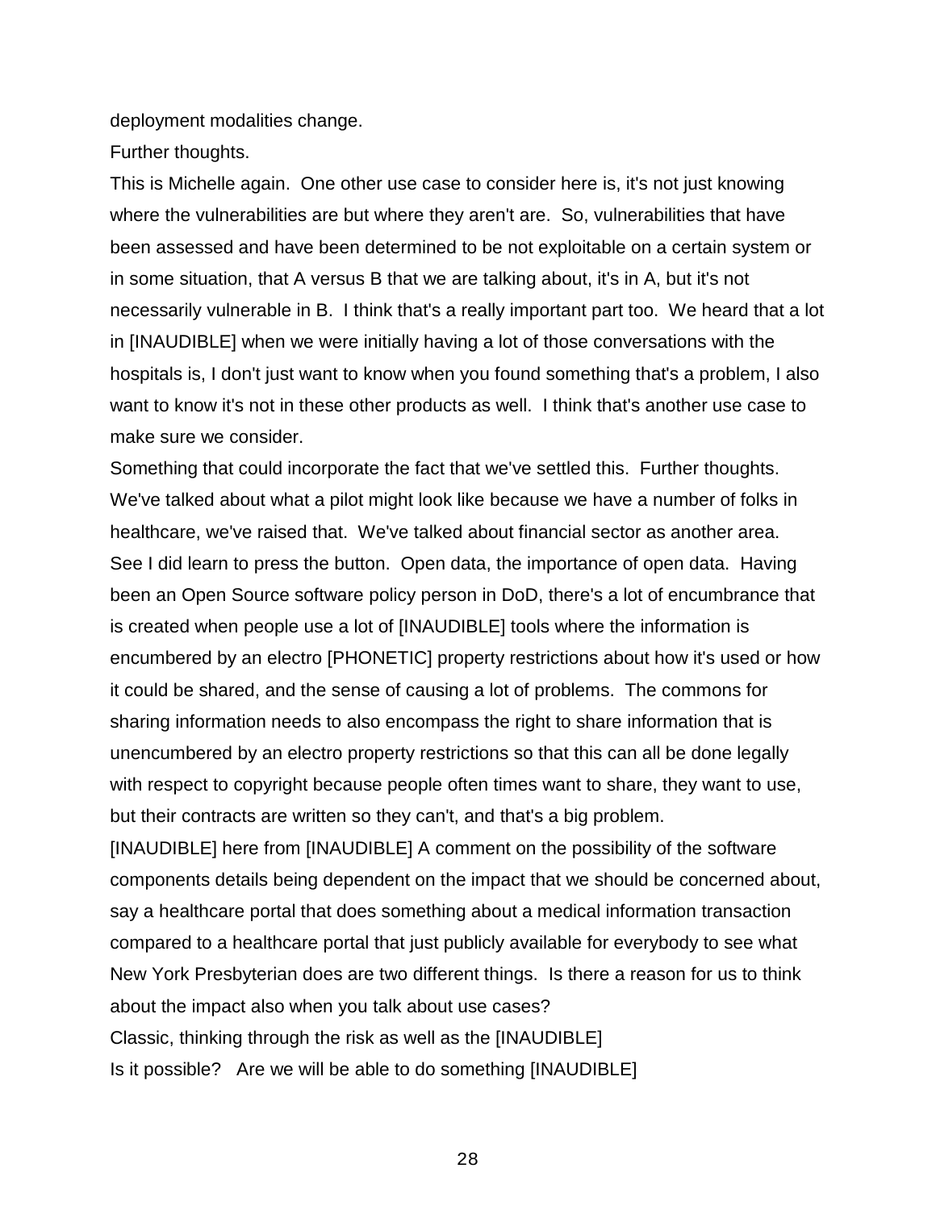deployment modalities change.

Further thoughts.

This is Michelle again. One other use case to consider here is, it's not just knowing where the vulnerabilities are but where they aren't are. So, vulnerabilities that have been assessed and have been determined to be not exploitable on a certain system or in some situation, that A versus B that we are talking about, it's in A, but it's not necessarily vulnerable in B. I think that's a really important part too. We heard that a lot in [INAUDIBLE] when we were initially having a lot of those conversations with the hospitals is, I don't just want to know when you found something that's a problem, I also want to know it's not in these other products as well. I think that's another use case to make sure we consider.

Something that could incorporate the fact that we've settled this. Further thoughts. We've talked about what a pilot might look like because we have a number of folks in healthcare, we've raised that. We've talked about financial sector as another area. See I did learn to press the button. Open data, the importance of open data. Having been an Open Source software policy person in DoD, there's a lot of encumbrance that is created when people use a lot of [INAUDIBLE] tools where the information is encumbered by an electro [PHONETIC] property restrictions about how it's used or how it could be shared, and the sense of causing a lot of problems. The commons for sharing information needs to also encompass the right to share information that is unencumbered by an electro property restrictions so that this can all be done legally with respect to copyright because people often times want to share, they want to use, but their contracts are written so they can't, and that's a big problem.

[INAUDIBLE] here from [INAUDIBLE] A comment on the possibility of the software components details being dependent on the impact that we should be concerned about, say a healthcare portal that does something about a medical information transaction compared to a healthcare portal that just publicly available for everybody to see what New York Presbyterian does are two different things. Is there a reason for us to think about the impact also when you talk about use cases?

Classic, thinking through the risk as well as the [INAUDIBLE]

Is it possible? Are we will be able to do something [INAUDIBLE]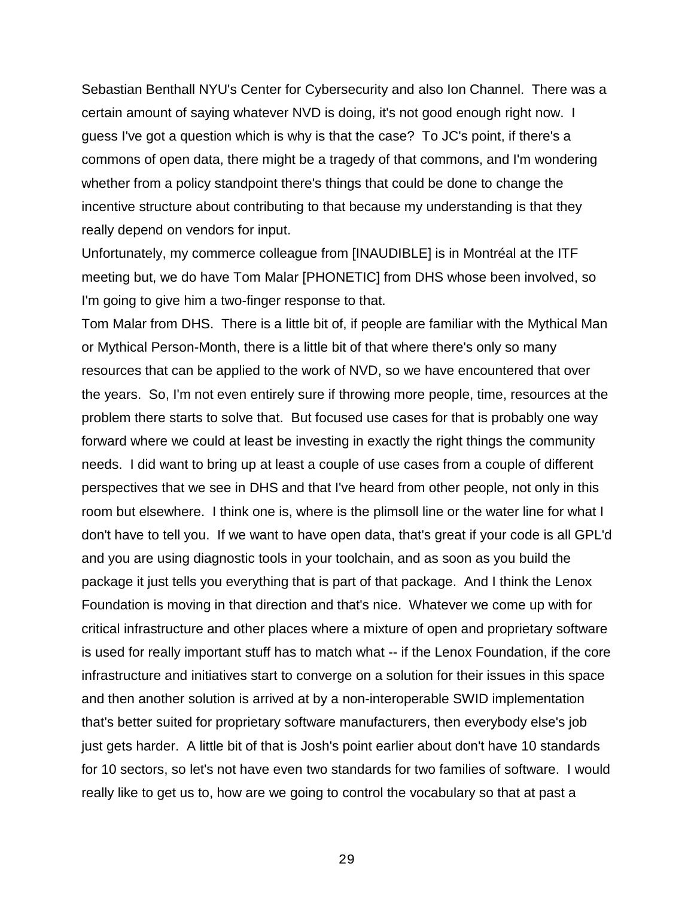Sebastian Benthall NYU's Center for Cybersecurity and also Ion Channel. There was a certain amount of saying whatever NVD is doing, it's not good enough right now. I guess I've got a question which is why is that the case? To JC's point, if there's a commons of open data, there might be a tragedy of that commons, and I'm wondering whether from a policy standpoint there's things that could be done to change the incentive structure about contributing to that because my understanding is that they really depend on vendors for input.

Unfortunately, my commerce colleague from [INAUDIBLE] is in Montréal at the ITF meeting but, we do have Tom Malar [PHONETIC] from DHS whose been involved, so I'm going to give him a two-finger response to that.

Tom Malar from DHS. There is a little bit of, if people are familiar with the Mythical Man or Mythical Person-Month, there is a little bit of that where there's only so many resources that can be applied to the work of NVD, so we have encountered that over the years. So, I'm not even entirely sure if throwing more people, time, resources at the problem there starts to solve that. But focused use cases for that is probably one way forward where we could at least be investing in exactly the right things the community needs. I did want to bring up at least a couple of use cases from a couple of different perspectives that we see in DHS and that I've heard from other people, not only in this room but elsewhere. I think one is, where is the plimsoll line or the water line for what I don't have to tell you. If we want to have open data, that's great if your code is all GPL'd and you are using diagnostic tools in your toolchain, and as soon as you build the package it just tells you everything that is part of that package. And I think the Lenox Foundation is moving in that direction and that's nice. Whatever we come up with for critical infrastructure and other places where a mixture of open and proprietary software is used for really important stuff has to match what -- if the Lenox Foundation, if the core infrastructure and initiatives start to converge on a solution for their issues in this space and then another solution is arrived at by a non-interoperable SWID implementation that's better suited for proprietary software manufacturers, then everybody else's job just gets harder. A little bit of that is Josh's point earlier about don't have 10 standards for 10 sectors, so let's not have even two standards for two families of software. I would really like to get us to, how are we going to control the vocabulary so that at past a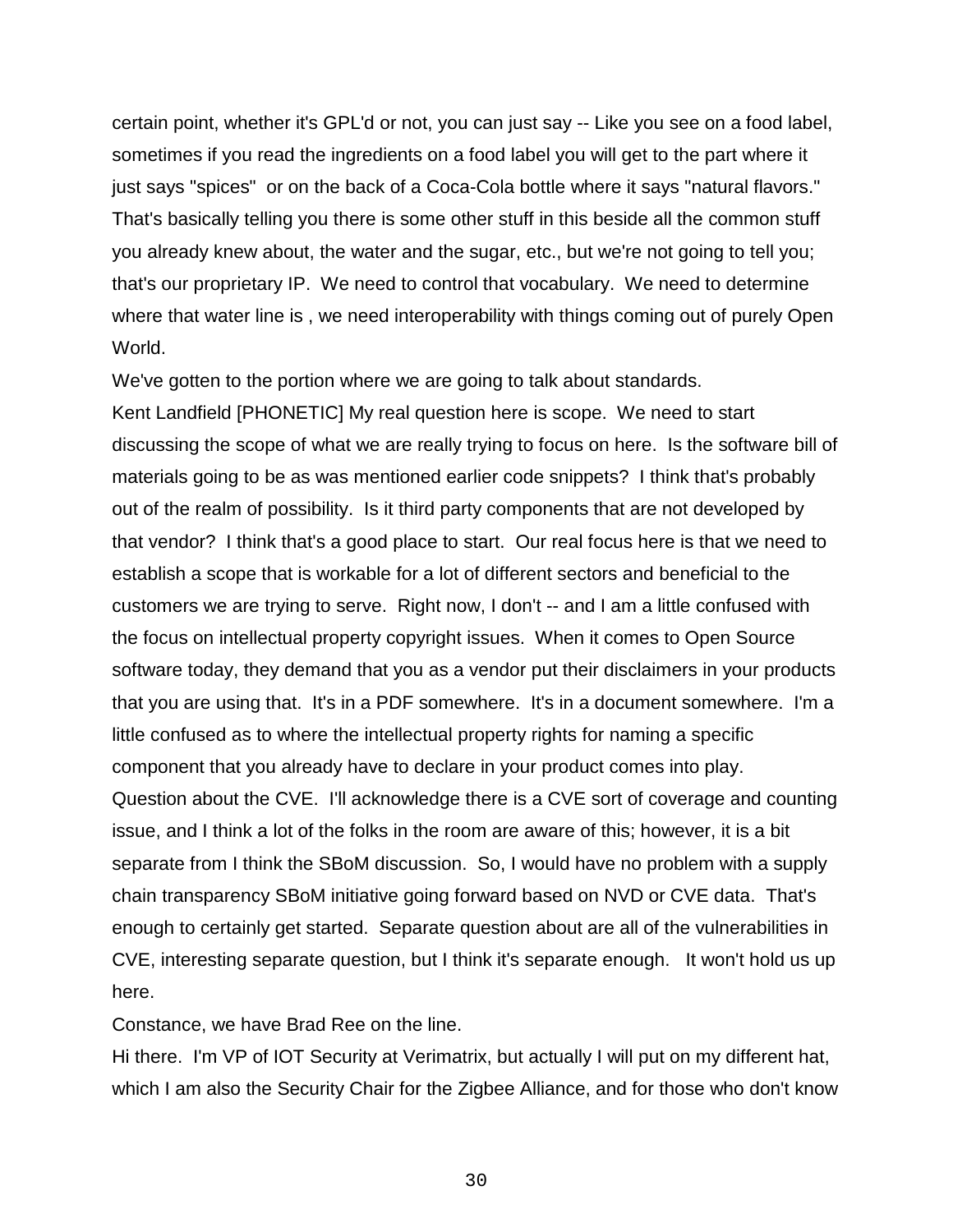certain point, whether it's GPL'd or not, you can just say -- Like you see on a food label, sometimes if you read the ingredients on a food label you will get to the part where it just says "spices" or on the back of a Coca-Cola bottle where it says "natural flavors." That's basically telling you there is some other stuff in this beside all the common stuff you already knew about, the water and the sugar, etc., but we're not going to tell you; that's our proprietary IP. We need to control that vocabulary. We need to determine where that water line is , we need interoperability with things coming out of purely Open World.

We've gotten to the portion where we are going to talk about standards.

Kent Landfield [PHONETIC] My real question here is scope. We need to start discussing the scope of what we are really trying to focus on here. Is the software bill of materials going to be as was mentioned earlier code snippets? I think that's probably out of the realm of possibility. Is it third party components that are not developed by that vendor? I think that's a good place to start. Our real focus here is that we need to establish a scope that is workable for a lot of different sectors and beneficial to the customers we are trying to serve. Right now, I don't -- and I am a little confused with the focus on intellectual property copyright issues. When it comes to Open Source software today, they demand that you as a vendor put their disclaimers in your products that you are using that. It's in a PDF somewhere. It's in a document somewhere. I'm a little confused as to where the intellectual property rights for naming a specific component that you already have to declare in your product comes into play.

Question about the CVE. I'll acknowledge there is a CVE sort of coverage and counting issue, and I think a lot of the folks in the room are aware of this; however, it is a bit separate from I think the SBoM discussion. So, I would have no problem with a supply chain transparency SBoM initiative going forward based on NVD or CVE data. That's enough to certainly get started. Separate question about are all of the vulnerabilities in CVE, interesting separate question, but I think it's separate enough. It won't hold us up here.

Constance, we have Brad Ree on the line.

Hi there. I'm VP of IOT Security at Verimatrix, but actually I will put on my different hat, which I am also the Security Chair for the Zigbee Alliance, and for those who don't know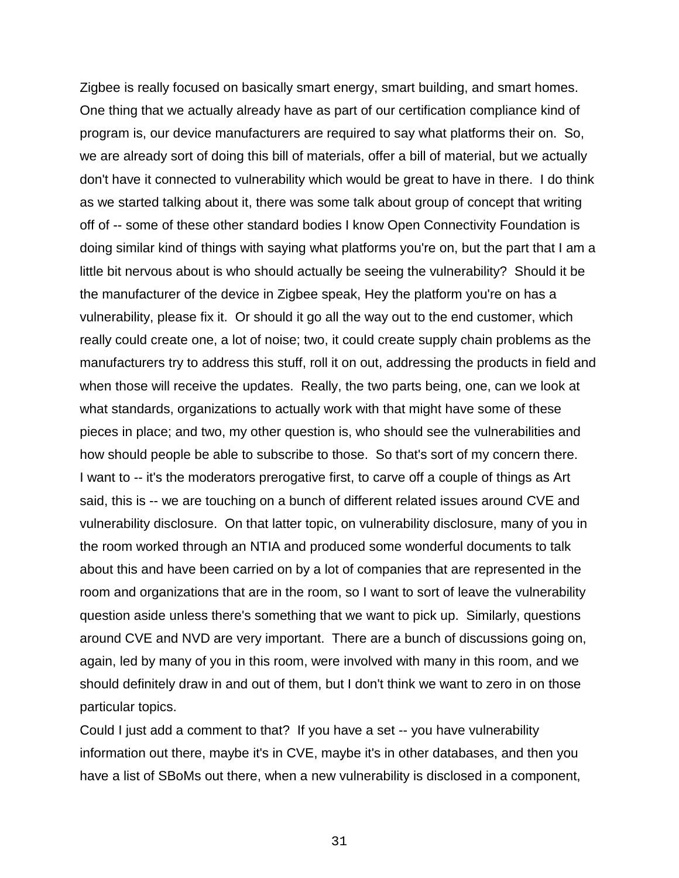Zigbee is really focused on basically smart energy, smart building, and smart homes. One thing that we actually already have as part of our certification compliance kind of program is, our device manufacturers are required to say what platforms their on. So, we are already sort of doing this bill of materials, offer a bill of material, but we actually don't have it connected to vulnerability which would be great to have in there. I do think as we started talking about it, there was some talk about group of concept that writing off of -- some of these other standard bodies I know Open Connectivity Foundation is doing similar kind of things with saying what platforms you're on, but the part that I am a little bit nervous about is who should actually be seeing the vulnerability? Should it be the manufacturer of the device in Zigbee speak, Hey the platform you're on has a vulnerability, please fix it. Or should it go all the way out to the end customer, which really could create one, a lot of noise; two, it could create supply chain problems as the manufacturers try to address this stuff, roll it on out, addressing the products in field and when those will receive the updates. Really, the two parts being, one, can we look at what standards, organizations to actually work with that might have some of these pieces in place; and two, my other question is, who should see the vulnerabilities and how should people be able to subscribe to those. So that's sort of my concern there.

I want to -- it's the moderators prerogative first, to carve off a couple of things as Art said, this is -- we are touching on a bunch of different related issues around CVE and vulnerability disclosure. On that latter topic, on vulnerability disclosure, many of you in the room worked through an NTIA and produced some wonderful documents to talk about this and have been carried on by a lot of companies that are represented in the room and organizations that are in the room, so I want to sort of leave the vulnerability question aside unless there's something that we want to pick up. Similarly, questions around CVE and NVD are very important. There are a bunch of discussions going on, again, led by many of you in this room, were involved with many in this room, and we should definitely draw in and out of them, but I don't think we want to zero in on those particular topics.

Could I just add a comment to that? If you have a set -- you have vulnerability information out there, maybe it's in CVE, maybe it's in other databases, and then you have a list of SBoMs out there, when a new vulnerability is disclosed in a component,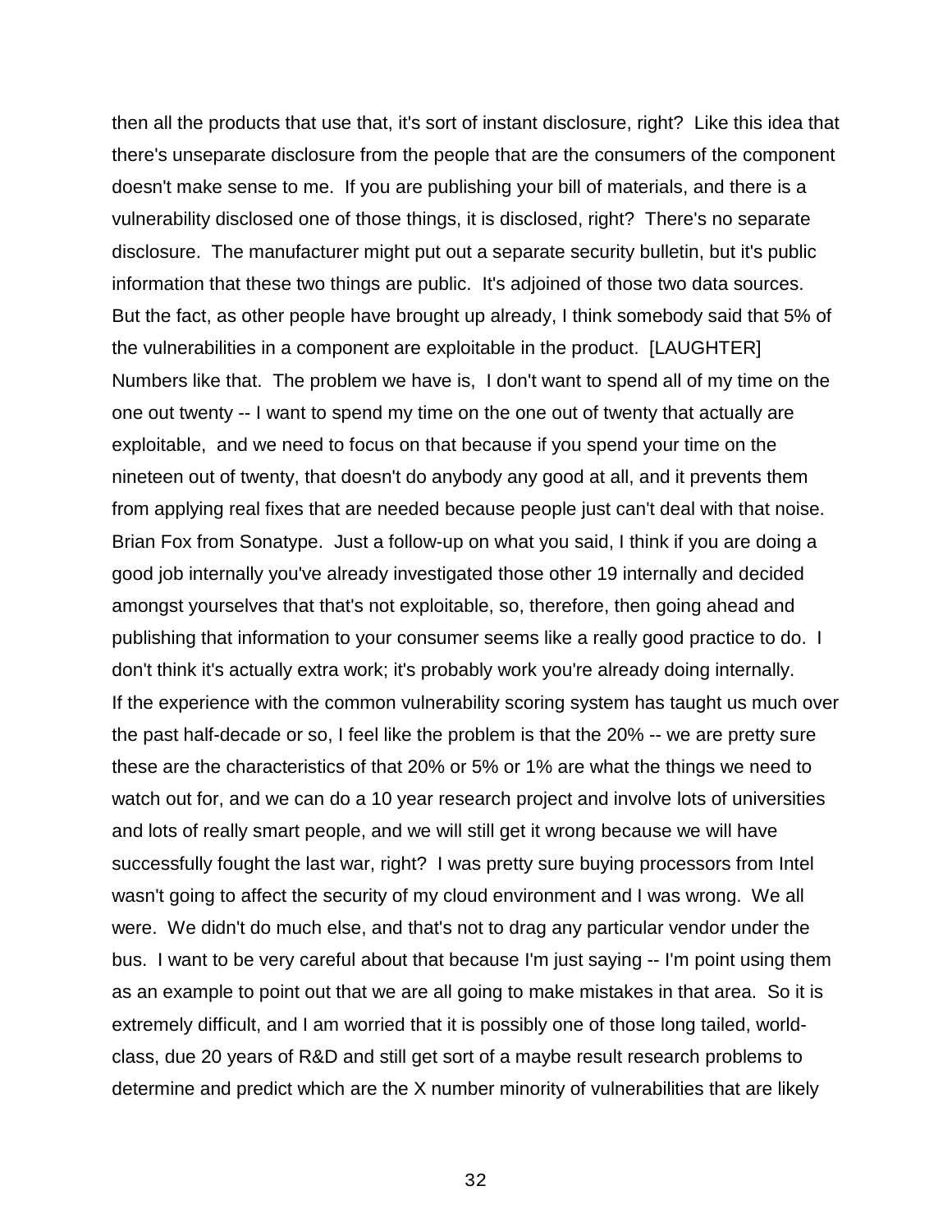then all the products that use that, it's sort of instant disclosure, right? Like this idea that there's unseparate disclosure from the people that are the consumers of the component doesn't make sense to me. If you are publishing your bill of materials, and there is a vulnerability disclosed one of those things, it is disclosed, right? There's no separate disclosure. The manufacturer might put out a separate security bulletin, but it's public information that these two things are public. It's adjoined of those two data sources. But the fact, as other people have brought up already, I think somebody said that 5% of the vulnerabilities in a component are exploitable in the product. [LAUGHTER] Numbers like that. The problem we have is, I don't want to spend all of my time on the one out twenty -- I want to spend my time on the one out of twenty that actually are exploitable, and we need to focus on that because if you spend your time on the nineteen out of twenty, that doesn't do anybody any good at all, and it prevents them from applying real fixes that are needed because people just can't deal with that noise.

Brian Fox from Sonatype. Just a follow-up on what you said, I think if you are doing a good job internally you've already investigated those other 19 internally and decided amongst yourselves that that's not exploitable, so, therefore, then going ahead and publishing that information to your consumer seems like a really good practice to do. I don't think it's actually extra work; it's probably work you're already doing internally.

If the experience with the common vulnerability scoring system has taught us much over the past half-decade or so, I feel like the problem is that the 20% -- we are pretty sure these are the characteristics of that 20% or 5% or 1% are what the things we need to watch out for, and we can do a 10 year research project and involve lots of universities and lots of really smart people, and we will still get it wrong because we will have successfully fought the last war, right? I was pretty sure buying processors from Intel wasn't going to affect the security of my cloud environment and I was wrong. We all were. We didn't do much else, and that's not to drag any particular vendor under the bus. I want to be very careful about that because I'm just saying -- I'm point using them as an example to point out that we are all going to make mistakes in that area. So it is extremely difficult, and I am worried that it is possibly one of those long tailed, world-class, due 20 years of R&D and still get sort of a maybe result research problems to determine and predict which are the X number minority of vulnerabilities that are likely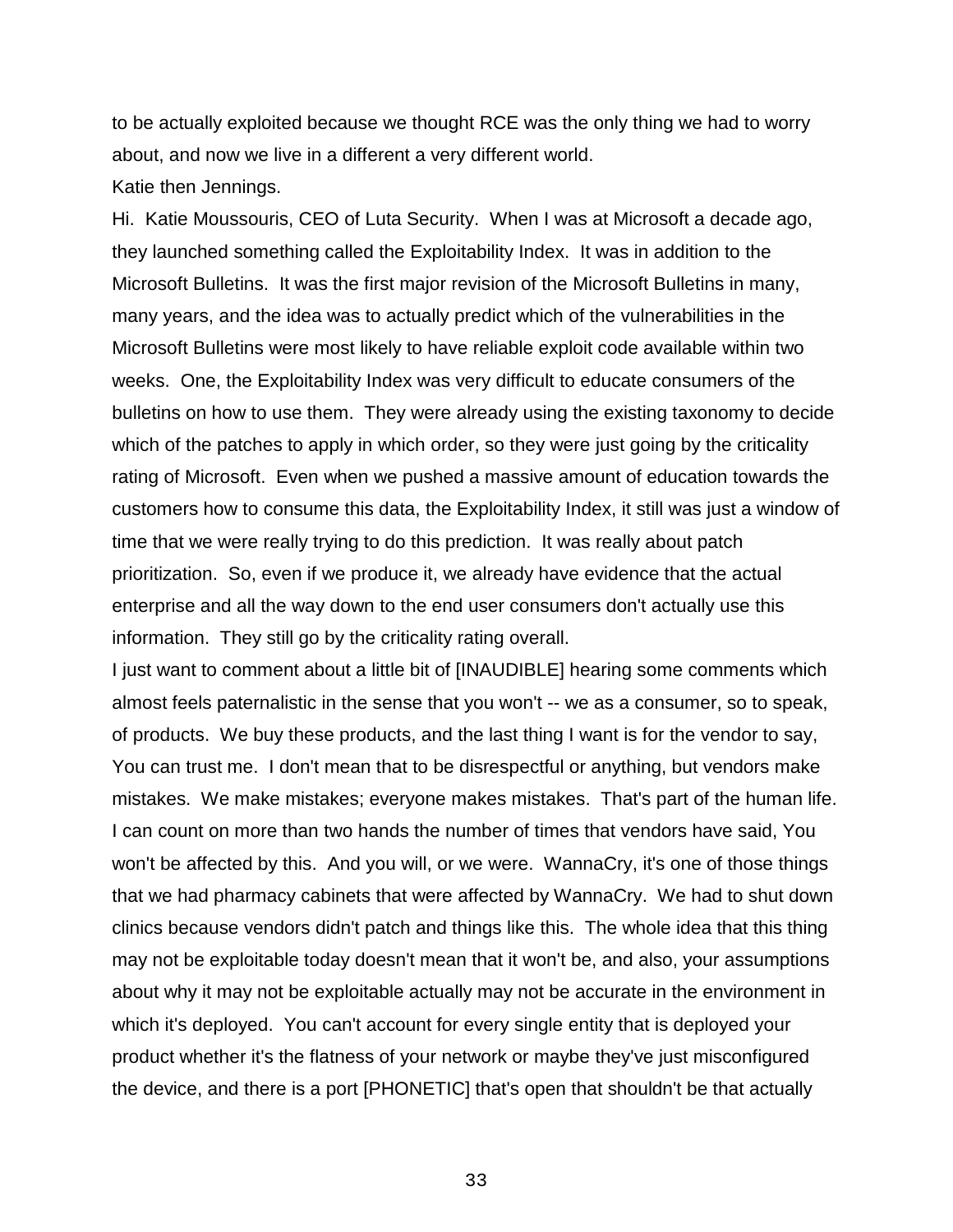to be actually exploited because we thought RCE was the only thing we had to worry about, and now we live in a different a very different world.

Katie then Jennings.

Hi. Katie Moussouris, CEO of Luta Security. When I was at Microsoft a decade ago, they launched something called the Exploitability Index. It was in addition to the Microsoft Bulletins. It was the first major revision of the Microsoft Bulletins in many, many years, and the idea was to actually predict which of the vulnerabilities in the Microsoft Bulletins were most likely to have reliable exploit code available within two weeks. One, the Exploitability Index was very difficult to educate consumers of the bulletins on how to use them. They were already using the existing taxonomy to decide which of the patches to apply in which order, so they were just going by the criticality rating of Microsoft. Even when we pushed a massive amount of education towards the customers how to consume this data, the Exploitability Index, it still was just a window of time that we were really trying to do this prediction. It was really about patch prioritization. So, even if we produce it, we already have evidence that the actual enterprise and all the way down to the end user consumers don't actually use this information. They still go by the criticality rating overall.

I just want to comment about a little bit of [INAUDIBLE] hearing some comments which almost feels paternalistic in the sense that you won't -- we as a consumer, so to speak, of products. We buy these products, and the last thing I want is for the vendor to say, You can trust me. I don't mean that to be disrespectful or anything, but vendors make mistakes. We make mistakes; everyone makes mistakes. That's part of the human life. I can count on more than two hands the number of times that vendors have said, You won't be affected by this. And you will, or we were. WannaCry, it's one of those things that we had pharmacy cabinets that were affected by WannaCry. We had to shut down clinics because vendors didn't patch and things like this. The whole idea that this thing may not be exploitable today doesn't mean that it won't be, and also, your assumptions about why it may not be exploitable actually may not be accurate in the environment in which it's deployed. You can't account for every single entity that is deployed your product whether it's the flatness of your network or maybe they've just misconfigured the device, and there is a port [PHONETIC] that's open that shouldn't be that actually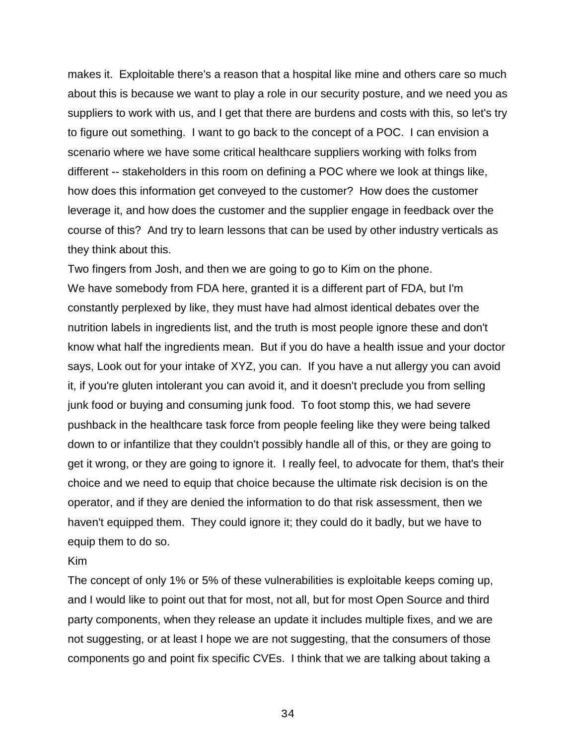makes it. Exploitable there's a reason that a hospital like mine and others care so much about this is because we want to play a role in our security posture, and we need you as suppliers to work with us, and I get that there are burdens and costs with this, so let's try to figure out something. I want to go back to the concept of a POC. I can envision a scenario where we have some critical healthcare suppliers working with folks from different -- stakeholders in this room on defining a POC where we look at things like, how does this information get conveyed to the customer? How does the customer leverage it, and how does the customer and the supplier engage in feedback over the course of this? And try to learn lessons that can be used by other industry verticals as they think about this.

Two fingers from Josh, and then we are going to go to Kim on the phone.

We have somebody from FDA here, granted it is a different part of FDA, but I'm constantly perplexed by like, they must have had almost identical debates over the nutrition labels in ingredients list, and the truth is most people ignore these and don't know what half the ingredients mean. But if you do have a health issue and your doctor says, Look out for your intake of XYZ, you can. If you have a nut allergy you can avoid it, if you're gluten intolerant you can avoid it, and it doesn't preclude you from selling junk food or buying and consuming junk food. To foot stomp this, we had severe pushback in the healthcare task force from people feeling like they were being talked down to or infantilize that they couldn't possibly handle all of this, or they are going to get it wrong, or they are going to ignore it. I really feel, to advocate for them, that's their choice and we need to equip that choice because the ultimate risk decision is on the operator, and if they are denied the information to do that risk assessment, then we haven't equipped them. They could ignore it; they could do it badly, but we have to equip them to do so.

Kim

The concept of only 1% or 5% of these vulnerabilities is exploitable keeps coming up, and I would like to point out that for most, not all, but for most Open Source and third party components, when they release an update it includes multiple fixes, and we are not suggesting, or at least I hope we are not suggesting, that the consumers of those components go and point fix specific CVEs. I think that we are talking about taking a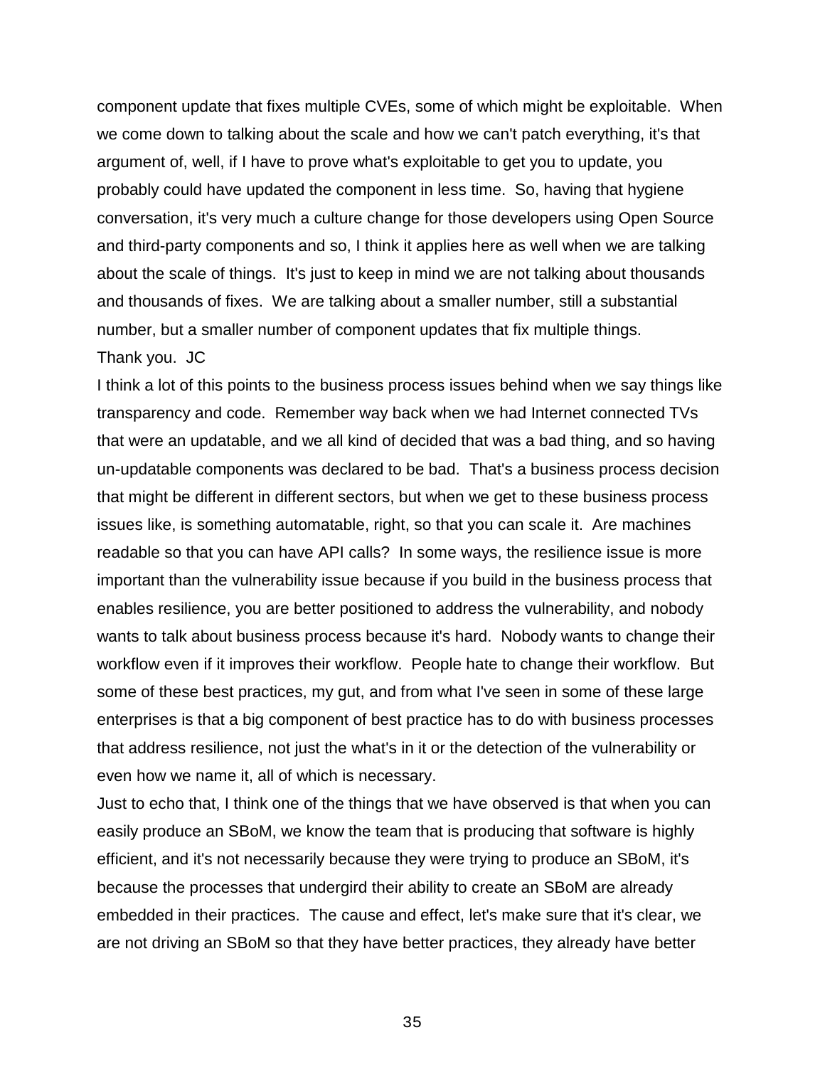component update that fixes multiple CVEs, some of which might be exploitable. When we come down to talking about the scale and how we can't patch everything, it's that argument of, well, if I have to prove what's exploitable to get you to update, you probably could have updated the component in less time. So, having that hygiene conversation, it's very much a culture change for those developers using Open Source and third-party components and so, I think it applies here as well when we are talking about the scale of things. It's just to keep in mind we are not talking about thousands and thousands of fixes. We are talking about a smaller number, still a substantial number, but a smaller number of component updates that fix multiple things.

Thank you. JC

I think a lot of this points to the business process issues behind when we say things like transparency and code. Remember way back when we had Internet connected TVs that were an updatable, and we all kind of decided that was a bad thing, and so having un-updatable components was declared to be bad. That's a business process decision that might be different in different sectors, but when we get to these business process issues like, is something automatable, right, so that you can scale it. Are machines readable so that you can have API calls? In some ways, the resilience issue is more important than the vulnerability issue because if you build in the business process that enables resilience, you are better positioned to address the vulnerability, and nobody wants to talk about business process because it's hard. Nobody wants to change their workflow even if it improves their workflow. People hate to change their workflow. But some of these best practices, my gut, and from what I've seen in some of these large enterprises is that a big component of best practice has to do with business processes that address resilience, not just the what's in it or the detection of the vulnerability or even how we name it, all of which is necessary.

Just to echo that, I think one of the things that we have observed is that when you can easily produce an SBoM, we know the team that is producing that software is highly efficient, and it's not necessarily because they were trying to produce an SBoM, it's because the processes that undergird their ability to create an SBoM are already embedded in their practices. The cause and effect, let's make sure that it's clear, we are not driving an SBoM so that they have better practices, they already have better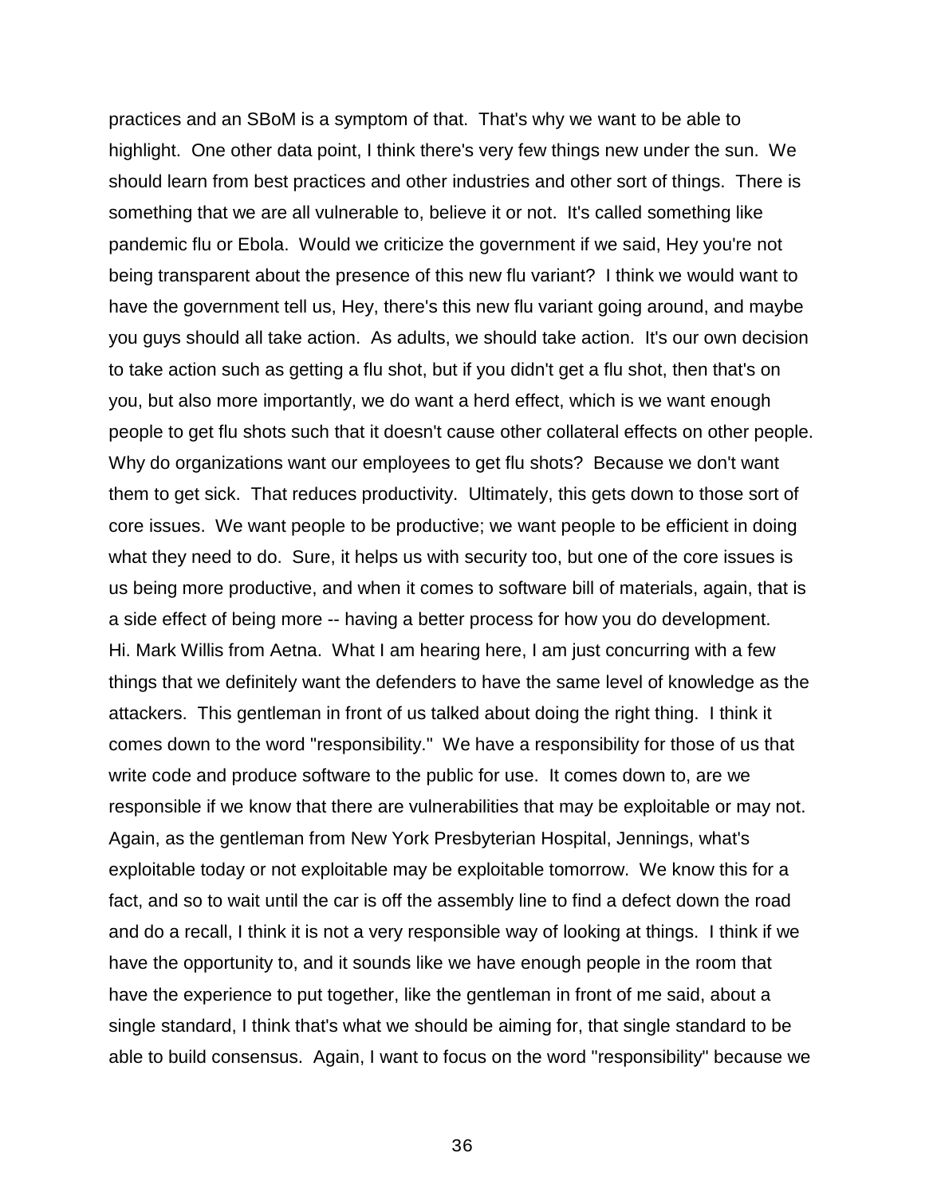practices and an SBoM is a symptom of that. That's why we want to be able to highlight. One other data point, I think there's very few things new under the sun. We should learn from best practices and other industries and other sort of things. There is something that we are all vulnerable to, believe it or not. It's called something like pandemic flu or Ebola. Would we criticize the government if we said, Hey you're not being transparent about the presence of this new flu variant? I think we would want to have the government tell us, Hey, there's this new flu variant going around, and maybe you guys should all take action. As adults, we should take action. It's our own decision to take action such as getting a flu shot, but if you didn't get a flu shot, then that's on you, but also more importantly, we do want a herd effect, which is we want enough people to get flu shots such that it doesn't cause other collateral effects on other people. Why do organizations want our employees to get flu shots? Because we don't want them to get sick. That reduces productivity. Ultimately, this gets down to those sort of core issues. We want people to be productive; we want people to be efficient in doing what they need to do. Sure, it helps us with security too, but one of the core issues is us being more productive, and when it comes to software bill of materials, again, that is a side effect of being more -- having a better process for how you do development.

Hi. Mark Willis from Aetna. What I am hearing here, I am just concurring with a few things that we definitely want the defenders to have the same level of knowledge as the attackers. This gentleman in front of us talked about doing the right thing. I think it comes down to the word "responsibility." We have a responsibility for those of us that write code and produce software to the public for use. It comes down to, are we responsible if we know that there are vulnerabilities that may be exploitable or may not. Again, as the gentleman from New York Presbyterian Hospital, Jennings, what's exploitable today or not exploitable may be exploitable tomorrow. We know this for a fact, and so to wait until the car is off the assembly line to find a defect down the road and do a recall, I think it is not a very responsible way of looking at things. I think if we have the opportunity to, and it sounds like we have enough people in the room that have the experience to put together, like the gentleman in front of me said, about a single standard, I think that's what we should be aiming for, that single standard to be able to build consensus. Again, I want to focus on the word "responsibility" because we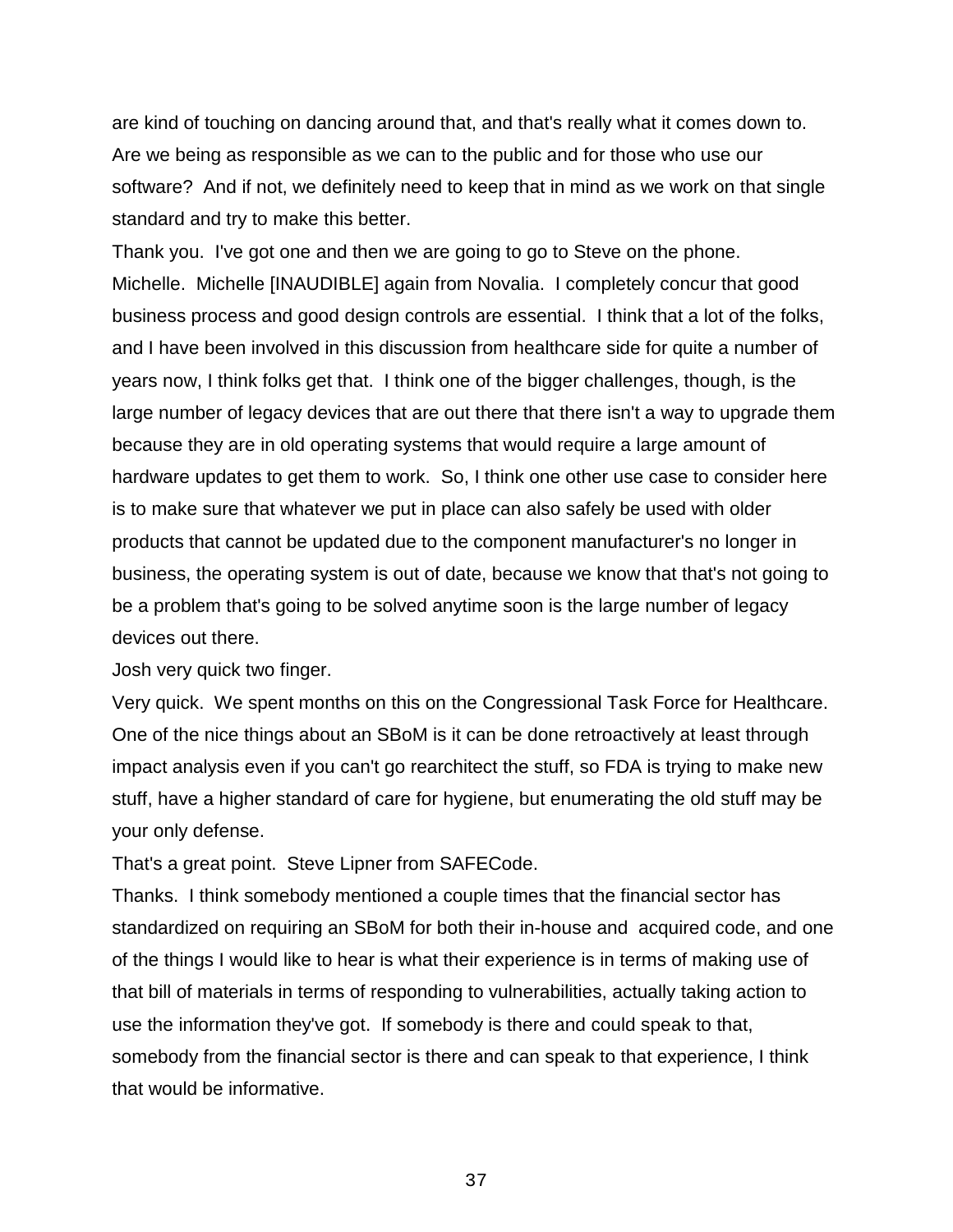are kind of touching on dancing around that, and that's really what it comes down to. Are we being as responsible as we can to the public and for those who use our software? And if not, we definitely need to keep that in mind as we work on that single standard and try to make this better.

Thank you. I've got one and then we are going to go to Steve on the phone.

Michelle. Michelle [INAUDIBLE] again from Novalia. I completely concur that good business process and good design controls are essential. I think that a lot of the folks, and I have been involved in this discussion from healthcare side for quite a number of years now, I think folks get that. I think one of the bigger challenges, though, is the large number of legacy devices that are out there that there isn't a way to upgrade them because they are in old operating systems that would require a large amount of hardware updates to get them to work. So, I think one other use case to consider here is to make sure that whatever we put in place can also safely be used with older products that cannot be updated due to the component manufacturer's no longer in business, the operating system is out of date, because we know that that's not going to be a problem that's going to be solved anytime soon is the large number of legacy devices out there.

Josh very quick two finger.

Very quick. We spent months on this on the Congressional Task Force for Healthcare. One of the nice things about an SBoM is it can be done retroactively at least through impact analysis even if you can't go rearchitect the stuff, so FDA is trying to make new stuff, have a higher standard of care for hygiene, but enumerating the old stuff may be your only defense.

That's a great point. Steve Lipner from SAFECode.

Thanks. I think somebody mentioned a couple times that the financial sector has standardized on requiring an SBoM for both their in-house and acquired code, and one of the things I would like to hear is what their experience is in terms of making use of that bill of materials in terms of responding to vulnerabilities, actually taking action to use the information they've got. If somebody is there and could speak to that, somebody from the financial sector is there and can speak to that experience, I think that would be informative.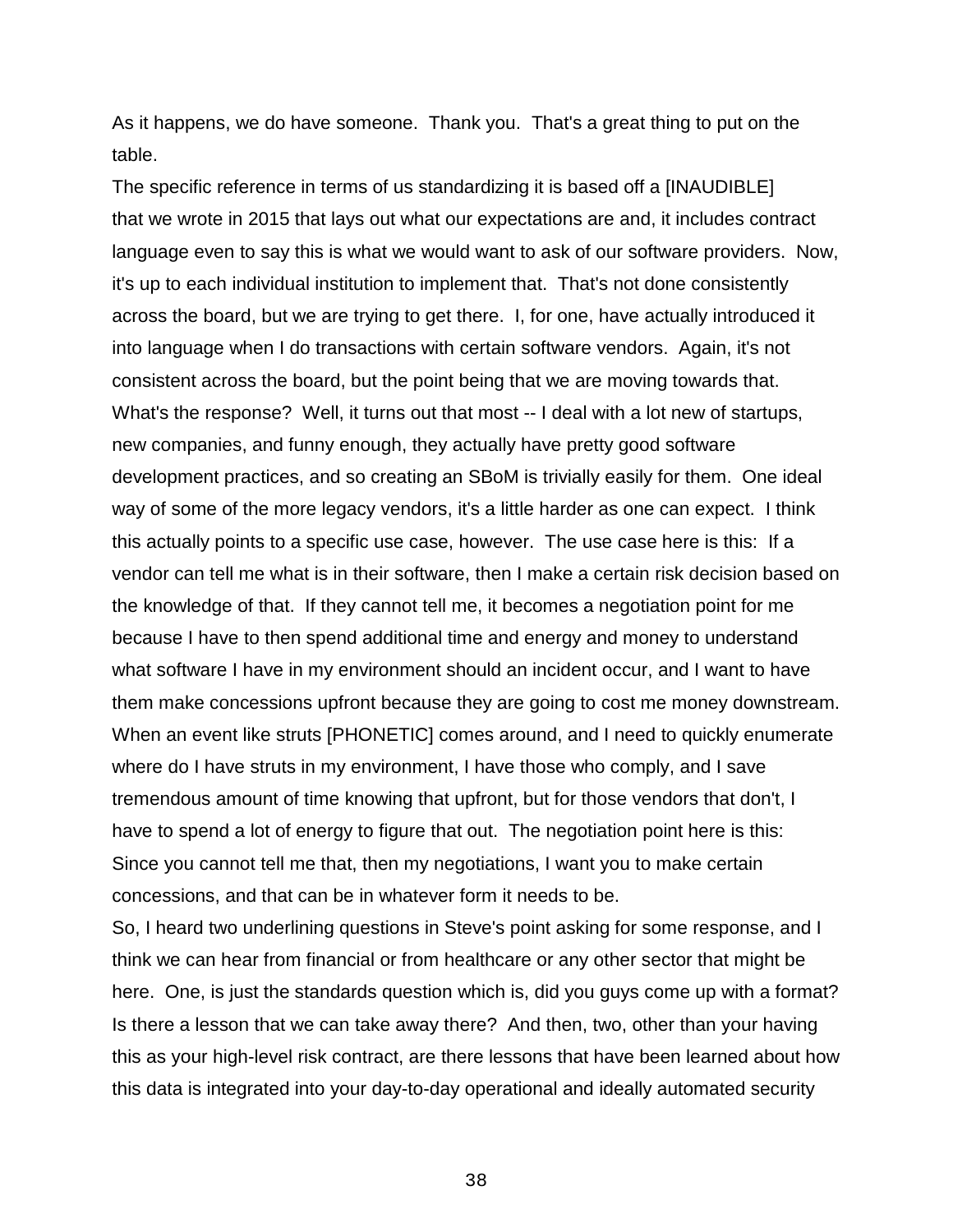As it happens, we do have someone. Thank you. That's a great thing to put on the table.

The specific reference in terms of us standardizing it is based off a [INAUDIBLE] that we wrote in 2015 that lays out what our expectations are and, it includes contract language even to say this is what we would want to ask of our software providers. Now, it's up to each individual institution to implement that. That's not done consistently across the board, but we are trying to get there. I, for one, have actually introduced it into language when I do transactions with certain software vendors. Again, it's not consistent across the board, but the point being that we are moving towards that. What's the response? Well, it turns out that most -- I deal with a lot new of startups, new companies, and funny enough, they actually have pretty good software development practices, and so creating an SBoM is trivially easily for them. One ideal way of some of the more legacy vendors, it's a little harder as one can expect. I think this actually points to a specific use case, however. The use case here is this: If a vendor can tell me what is in their software, then I make a certain risk decision based on the knowledge of that. If they cannot tell me, it becomes a negotiation point for me because I have to then spend additional time and energy and money to understand what software I have in my environment should an incident occur, and I want to have them make concessions upfront because they are going to cost me money downstream. When an event like struts [PHONETIC] comes around, and I need to quickly enumerate where do I have struts in my environment, I have those who comply, and I save tremendous amount of time knowing that upfront, but for those vendors that don't, I have to spend a lot of energy to figure that out. The negotiation point here is this: Since you cannot tell me that, then my negotiations, I want you to make certain concessions, and that can be in whatever form it needs to be.

So, I heard two underlining questions in Steve's point asking for some response, and I think we can hear from financial or from healthcare or any other sector that might be here. One, is just the standards question which is, did you guys come up with a format? Is there a lesson that we can take away there? And then, two, other than your having this as your high-level risk contract, are there lessons that have been learned about how this data is integrated into your day-to-day operational and ideally automated security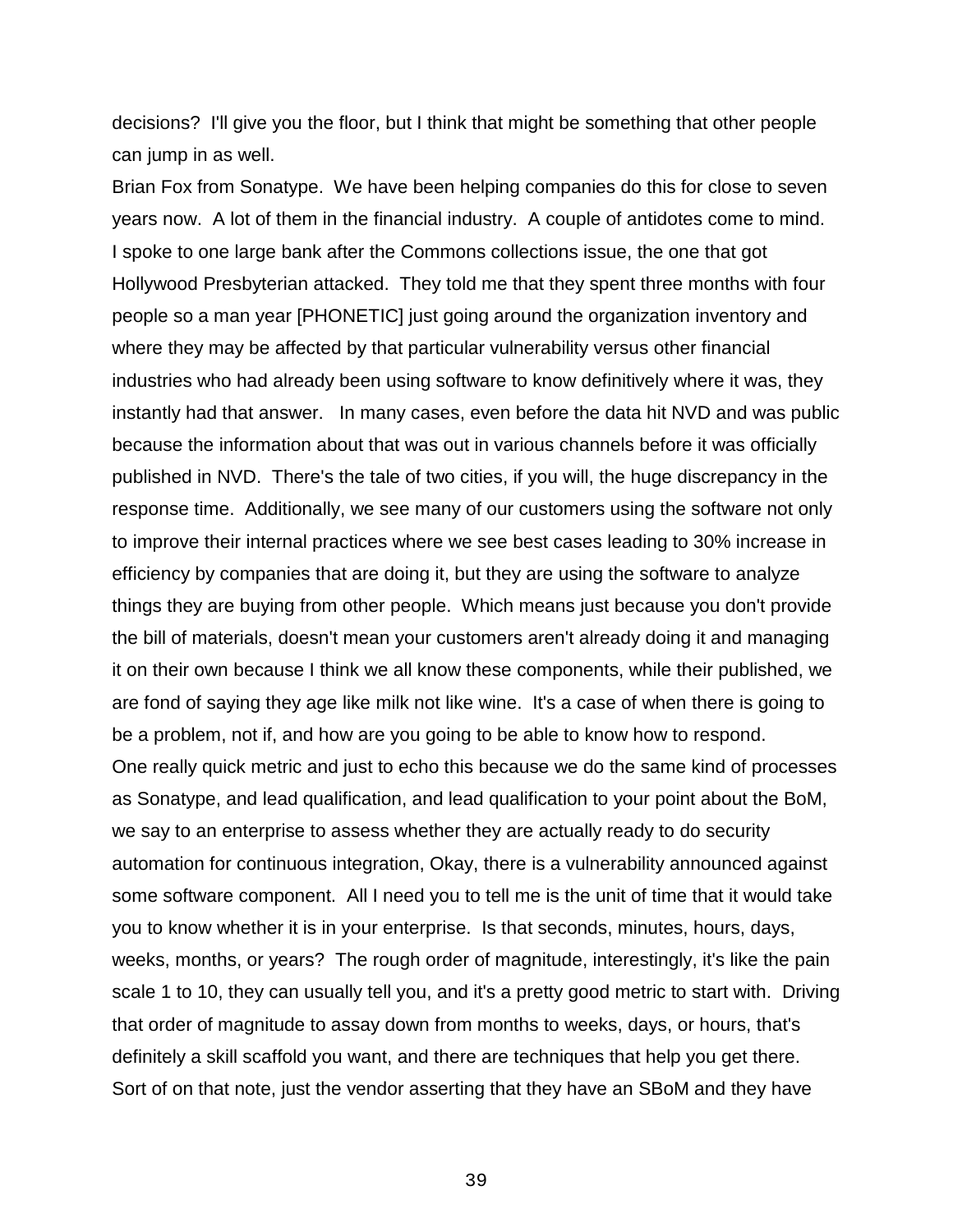decisions? I'll give you the floor, but I think that might be something that other people can jump in as well.

Brian Fox from Sonatype. We have been helping companies do this for close to seven years now. A lot of them in the financial industry. A couple of antidotes come to mind. I spoke to one large bank after the Commons collections issue, the one that got Hollywood Presbyterian attacked. They told me that they spent three months with four people so a man year [PHONETIC] just going around the organization inventory and where they may be affected by that particular vulnerability versus other financial industries who had already been using software to know definitively where it was, they instantly had that answer. In many cases, even before the data hit NVD and was public because the information about that was out in various channels before it was officially published in NVD. There's the tale of two cities, if you will, the huge discrepancy in the response time. Additionally, we see many of our customers using the software not only to improve their internal practices where we see best cases leading to 30% increase in efficiency by companies that are doing it, but they are using the software to analyze things they are buying from other people. Which means just because you don't provide the bill of materials, doesn't mean your customers aren't already doing it and managing it on their own because I think we all know these components, while their published, we are fond of saying they age like milk not like wine. It's a case of when there is going to be a problem, not if, and how are you going to be able to know how to respond.

One really quick metric and just to echo this because we do the same kind of processes as Sonatype, and lead qualification, and lead qualification to your point about the BoM, we say to an enterprise to assess whether they are actually ready to do security automation for continuous integration, Okay, there is a vulnerability announced against some software component. All I need you to tell me is the unit of time that it would take you to know whether it is in your enterprise. Is that seconds, minutes, hours, days, weeks, months, or years? The rough order of magnitude, interestingly, it's like the pain scale 1 to 10, they can usually tell you, and it's a pretty good metric to start with. Driving that order of magnitude to assay down from months to weeks, days, or hours, that's definitely a skill scaffold you want, and there are techniques that help you get there.

Sort of on that note, just the vendor asserting that they have an SBoM and they have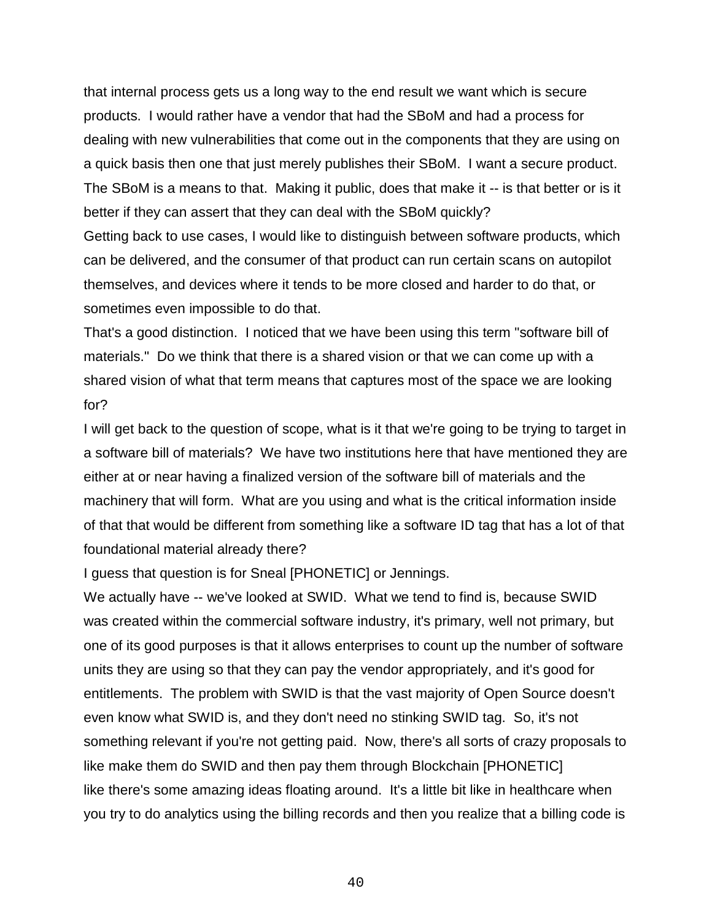that internal process gets us a long way to the end result we want which is secure products. I would rather have a vendor that had the SBoM and had a process for dealing with new vulnerabilities that come out in the components that they are using on a quick basis then one that just merely publishes their SBoM. I want a secure product. The SBoM is a means to that. Making it public, does that make it -- is that better or is it better if they can assert that they can deal with the SBoM quickly?

Getting back to use cases, I would like to distinguish between software products, which can be delivered, and the consumer of that product can run certain scans on autopilot themselves, and devices where it tends to be more closed and harder to do that, or sometimes even impossible to do that.

That's a good distinction. I noticed that we have been using this term "software bill of materials." Do we think that there is a shared vision or that we can come up with a shared vision of what that term means that captures most of the space we are looking for?

I will get back to the question of scope, what is it that we're going to be trying to target in a software bill of materials? We have two institutions here that have mentioned they are either at or near having a finalized version of the software bill of materials and the machinery that will form. What are you using and what is the critical information inside of that that would be different from something like a software ID tag that has a lot of that foundational material already there?

I guess that question is for Sneal [PHONETIC] or Jennings.

We actually have -- we've looked at SWID. What we tend to find is, because SWID was created within the commercial software industry, it's primary, well not primary, but one of its good purposes is that it allows enterprises to count up the number of software units they are using so that they can pay the vendor appropriately, and it's good for entitlements. The problem with SWID is that the vast majority of Open Source doesn't even know what SWID is, and they don't need no stinking SWID tag. So, it's not something relevant if you're not getting paid. Now, there's all sorts of crazy proposals to like make them do SWID and then pay them through Blockchain [PHONETIC] like there's some amazing ideas floating around. It's a little bit like in healthcare when you try to do analytics using the billing records and then you realize that a billing code is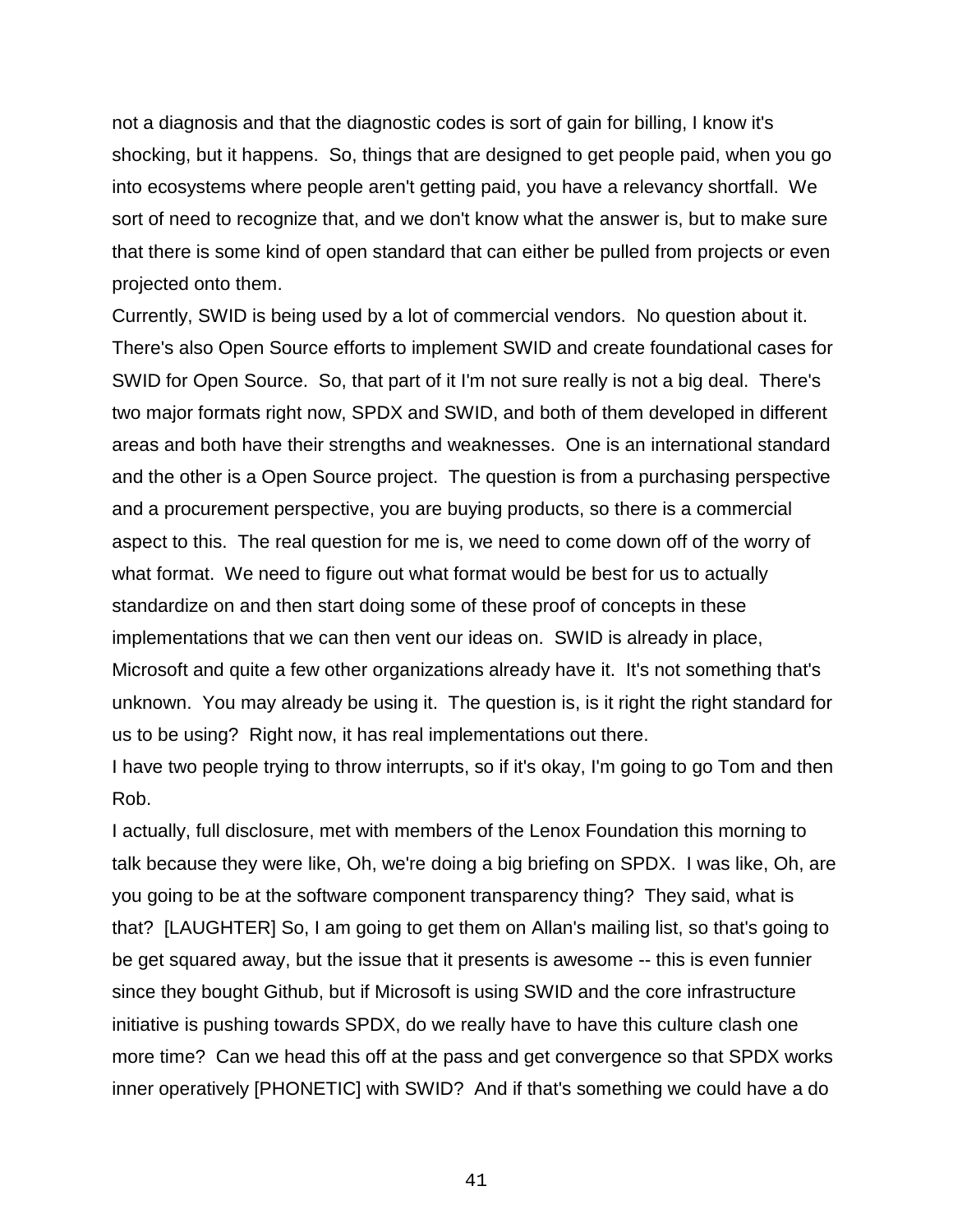not a diagnosis and that the diagnostic codes is sort of gain for billing, I know it's shocking, but it happens. So, things that are designed to get people paid, when you go into ecosystems where people aren't getting paid, you have a relevancy shortfall. We sort of need to recognize that, and we don't know what the answer is, but to make sure that there is some kind of open standard that can either be pulled from projects or even projected onto them.

Currently, SWID is being used by a lot of commercial vendors. No question about it. There's also Open Source efforts to implement SWID and create foundational cases for SWID for Open Source. So, that part of it I'm not sure really is not a big deal. There's two major formats right now, SPDX and SWID, and both of them developed in different areas and both have their strengths and weaknesses. One is an international standard and the other is a Open Source project. The question is from a purchasing perspective and a procurement perspective, you are buying products, so there is a commercial aspect to this. The real question for me is, we need to come down off of the worry of what format. We need to figure out what format would be best for us to actually standardize on and then start doing some of these proof of concepts in these implementations that we can then vent our ideas on. SWID is already in place, Microsoft and quite a few other organizations already have it. It's not something that's unknown. You may already be using it. The question is, is it right the right standard for us to be using? Right now, it has real implementations out there.

I have two people trying to throw interrupts, so if it's okay, I'm going to go Tom and then Rob.

I actually, full disclosure, met with members of the Lenox Foundation this morning to talk because they were like, Oh, we're doing a big briefing on SPDX. I was like, Oh, are you going to be at the software component transparency thing? They said, what is that? [LAUGHTER] So, I am going to get them on Allan's mailing list, so that's going to be get squared away, but the issue that it presents is awesome -- this is even funnier since they bought Github, but if Microsoft is using SWID and the core infrastructure initiative is pushing towards SPDX, do we really have to have this culture clash one more time? Can we head this off at the pass and get convergence so that SPDX works inner operatively [PHONETIC] with SWID? And if that's something we could have a do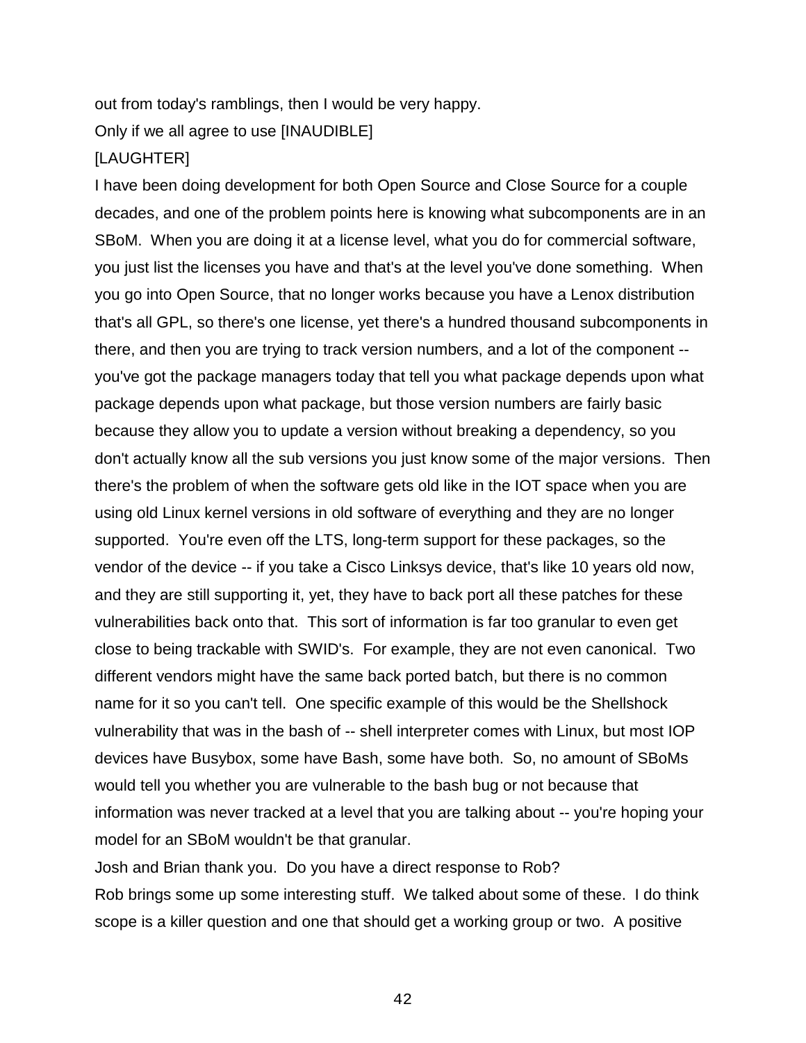out from today's ramblings, then I would be very happy.

Only if we all agree to use [INAUDIBLE]

[LAUGHTER]

I have been doing development for both Open Source and Close Source for a couple decades, and one of the problem points here is knowing what subcomponents are in an SBoM. When you are doing it at a license level, what you do for commercial software, you just list the licenses you have and that's at the level you've done something. When you go into Open Source, that no longer works because you have a Lenox distribution that's all GPL, so there's one license, yet there's a hundred thousand subcomponents in there, and then you are trying to track version numbers, and a lot of the component -- you've got the package managers today that tell you what package depends upon what package depends upon what package, but those version numbers are fairly basic because they allow you to update a version without breaking a dependency, so you don't actually know all the sub versions you just know some of the major versions. Then there's the problem of when the software gets old like in the IOT space when you are using old Linux kernel versions in old software of everything and they are no longer supported. You're even off the LTS, long-term support for these packages, so the vendor of the device -- if you take a Cisco Linksys device, that's like 10 years old now, and they are still supporting it, yet, they have to back port all these patches for these vulnerabilities back onto that. This sort of information is far too granular to even get close to being trackable with SWID's. For example, they are not even canonical. Two different vendors might have the same back ported batch, but there is no common name for it so you can't tell. One specific example of this would be the Shellshock vulnerability that was in the bash of -- shell interpreter comes with Linux, but most IOP devices have Busybox, some have Bash, some have both. So, no amount of SBoMs would tell you whether you are vulnerable to the bash bug or not because that information was never tracked at a level that you are talking about -- you're hoping your model for an SBoM wouldn't be that granular.

Josh and Brian thank you. Do you have a direct response to Rob?

Rob brings some up some interesting stuff. We talked about some of these. I do think scope is a killer question and one that should get a working group or two. A positive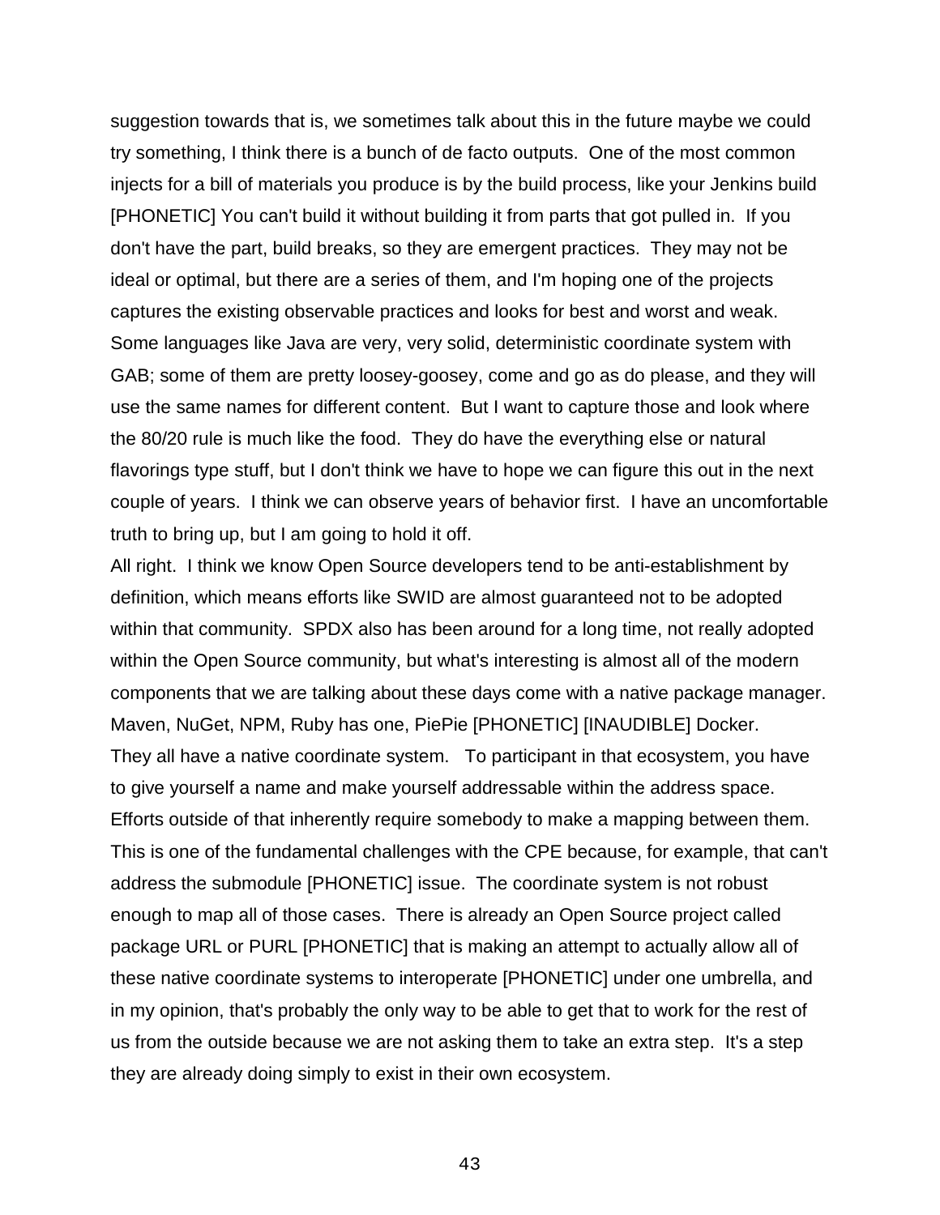suggestion towards that is, we sometimes talk about this in the future maybe we could try something, I think there is a bunch of de facto outputs. One of the most common injects for a bill of materials you produce is by the build process, like your Jenkins build [PHONETIC] You can't build it without building it from parts that got pulled in. If you don't have the part, build breaks, so they are emergent practices. They may not be ideal or optimal, but there are a series of them, and I'm hoping one of the projects captures the existing observable practices and looks for best and worst and weak. Some languages like Java are very, very solid, deterministic coordinate system with GAB; some of them are pretty loosey-goosey, come and go as do please, and they will use the same names for different content. But I want to capture those and look where the 80/20 rule is much like the food. They do have the everything else or natural flavorings type stuff, but I don't think we have to hope we can figure this out in the next couple of years. I think we can observe years of behavior first. I have an uncomfortable truth to bring up, but I am going to hold it off.

All right. I think we know Open Source developers tend to be anti-establishment by definition, which means efforts like SWID are almost guaranteed not to be adopted within that community. SPDX also has been around for a long time, not really adopted within the Open Source community, but what's interesting is almost all of the modern components that we are talking about these days come with a native package manager. Maven, NuGet, NPM, Ruby has one, PiePie [PHONETIC] [INAUDIBLE] Docker. They all have a native coordinate system. To participant in that ecosystem, you have to give yourself a name and make yourself addressable within the address space. Efforts outside of that inherently require somebody to make a mapping between them. This is one of the fundamental challenges with the CPE because, for example, that can't address the submodule [PHONETIC] issue. The coordinate system is not robust enough to map all of those cases. There is already an Open Source project called package URL or PURL [PHONETIC] that is making an attempt to actually allow all of these native coordinate systems to interoperate [PHONETIC] under one umbrella, and in my opinion, that's probably the only way to be able to get that to work for the rest of us from the outside because we are not asking them to take an extra step. It's a step they are already doing simply to exist in their own ecosystem.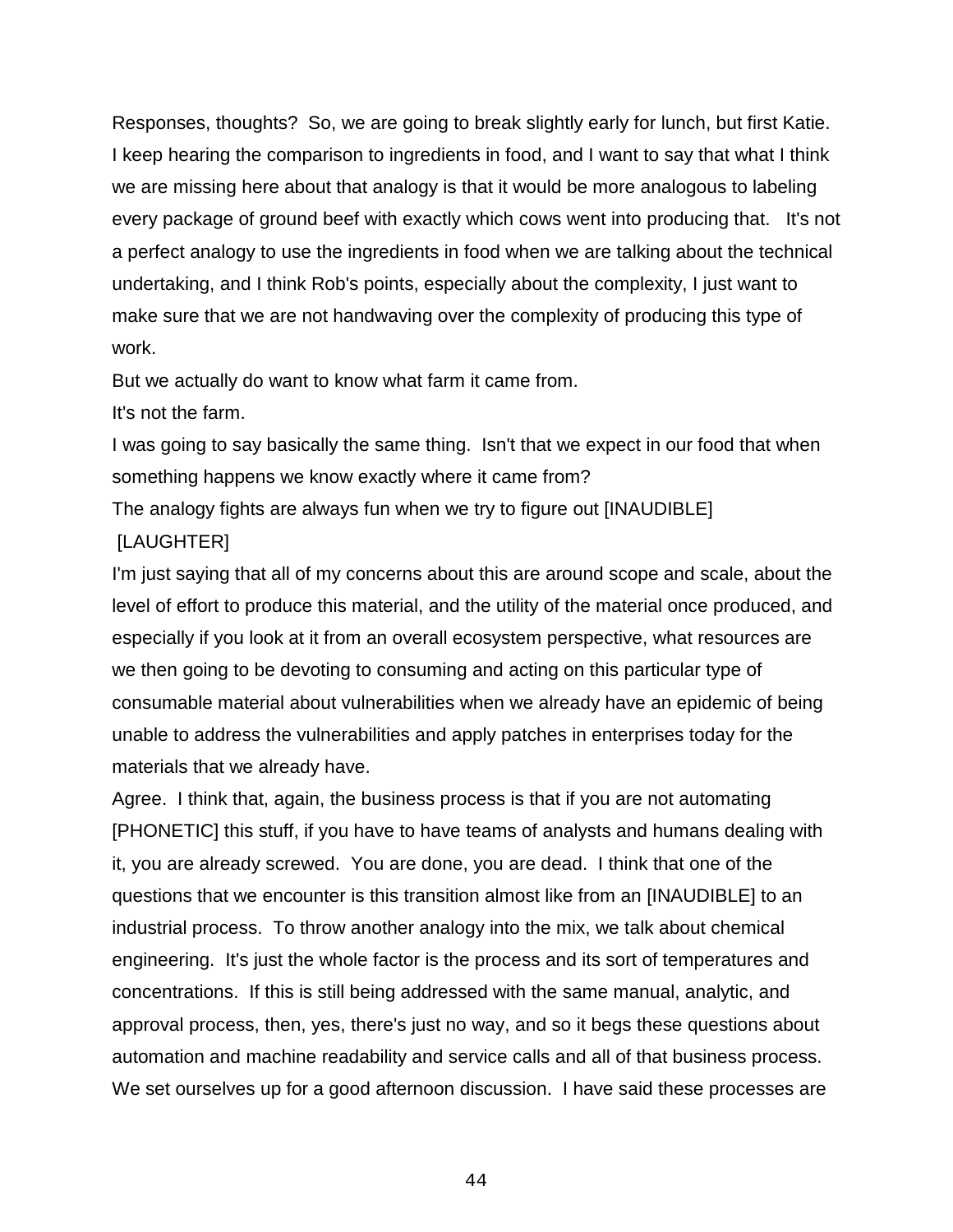Responses, thoughts? So, we are going to break slightly early for lunch, but first Katie.

I keep hearing the comparison to ingredients in food, and I want to say that what I think we are missing here about that analogy is that it would be more analogous to labeling every package of ground beef with exactly which cows went into producing that. It's not a perfect analogy to use the ingredients in food when we are talking about the technical undertaking, and I think Rob's points, especially about the complexity, I just want to make sure that we are not handwaving over the complexity of producing this type of work.

But we actually do want to know what farm it came from.

It's not the farm.

I was going to say basically the same thing. Isn't that we expect in our food that when something happens we know exactly where it came from?

The analogy fights are always fun when we try to figure out [INAUDIBLE]

[LAUGHTER]

I'm just saying that all of my concerns about this are around scope and scale, about the level of effort to produce this material, and the utility of the material once produced, and especially if you look at it from an overall ecosystem perspective, what resources are we then going to be devoting to consuming and acting on this particular type of consumable material about vulnerabilities when we already have an epidemic of being unable to address the vulnerabilities and apply patches in enterprises today for the materials that we already have.

Agree. I think that, again, the business process is that if you are not automating [PHONETIC] this stuff, if you have to have teams of analysts and humans dealing with it, you are already screwed. You are done, you are dead. I think that one of the questions that we encounter is this transition almost like from an [INAUDIBLE] to an industrial process. To throw another analogy into the mix, we talk about chemical engineering. It's just the whole factor is the process and its sort of temperatures and concentrations. If this is still being addressed with the same manual, analytic, and approval process, then, yes, there's just no way, and so it begs these questions about automation and machine readability and service calls and all of that business process.

We set ourselves up for a good afternoon discussion. I have said these processes are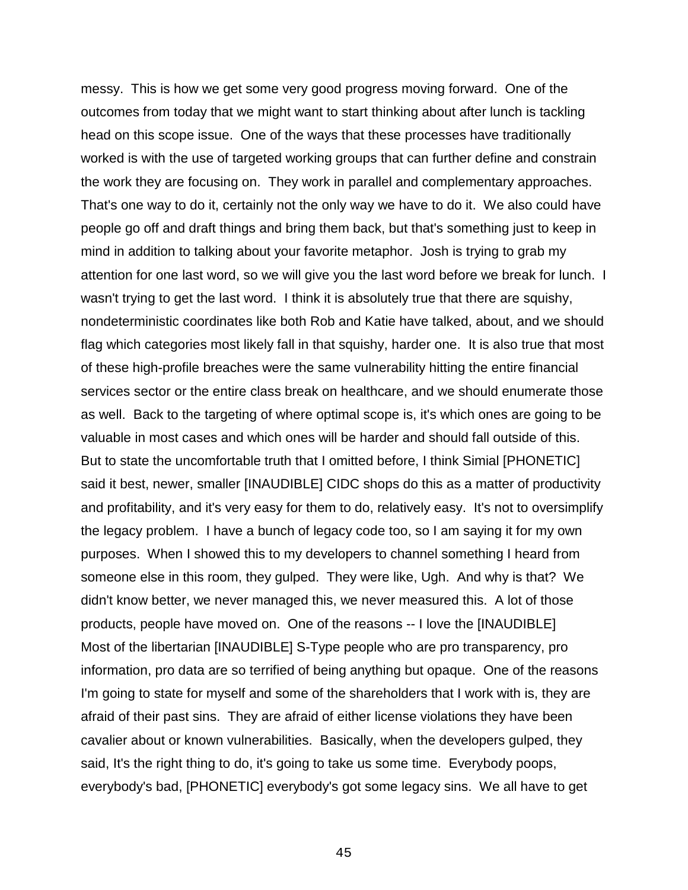messy. This is how we get some very good progress moving forward. One of the outcomes from today that we might want to start thinking about after lunch is tackling head on this scope issue. One of the ways that these processes have traditionally worked is with the use of targeted working groups that can further define and constrain the work they are focusing on. They work in parallel and complementary approaches. That's one way to do it, certainly not the only way we have to do it. We also could have people go off and draft things and bring them back, but that's something just to keep in mind in addition to talking about your favorite metaphor. Josh is trying to grab my attention for one last word, so we will give you the last word before we break for lunch. I wasn't trying to get the last word. I think it is absolutely true that there are squishy, nondeterministic coordinates like both Rob and Katie have talked, about, and we should flag which categories most likely fall in that squishy, harder one. It is also true that most of these high-profile breaches were the same vulnerability hitting the entire financial services sector or the entire class break on healthcare, and we should enumerate those as well. Back to the targeting of where optimal scope is, it's which ones are going to be valuable in most cases and which ones will be harder and should fall outside of this. But to state the uncomfortable truth that I omitted before, I think Simial [PHONETIC] said it best, newer, smaller [INAUDIBLE] CIDC shops do this as a matter of productivity and profitability, and it's very easy for them to do, relatively easy. It's not to oversimplify the legacy problem. I have a bunch of legacy code too, so I am saying it for my own purposes. When I showed this to my developers to channel something I heard from someone else in this room, they gulped. They were like, Ugh. And why is that? We didn't know better, we never managed this, we never measured this. A lot of those products, people have moved on. One of the reasons -- I love the [INAUDIBLE] Most of the libertarian [INAUDIBLE] S-Type people who are pro transparency, pro information, pro data are so terrified of being anything but opaque. One of the reasons I'm going to state for myself and some of the shareholders that I work with is, they are afraid of their past sins. They are afraid of either license violations they have been cavalier about or known vulnerabilities. Basically, when the developers gulped, they said, It's the right thing to do, it's going to take us some time. Everybody poops, everybody's bad, [PHONETIC] everybody's got some legacy sins. We all have to get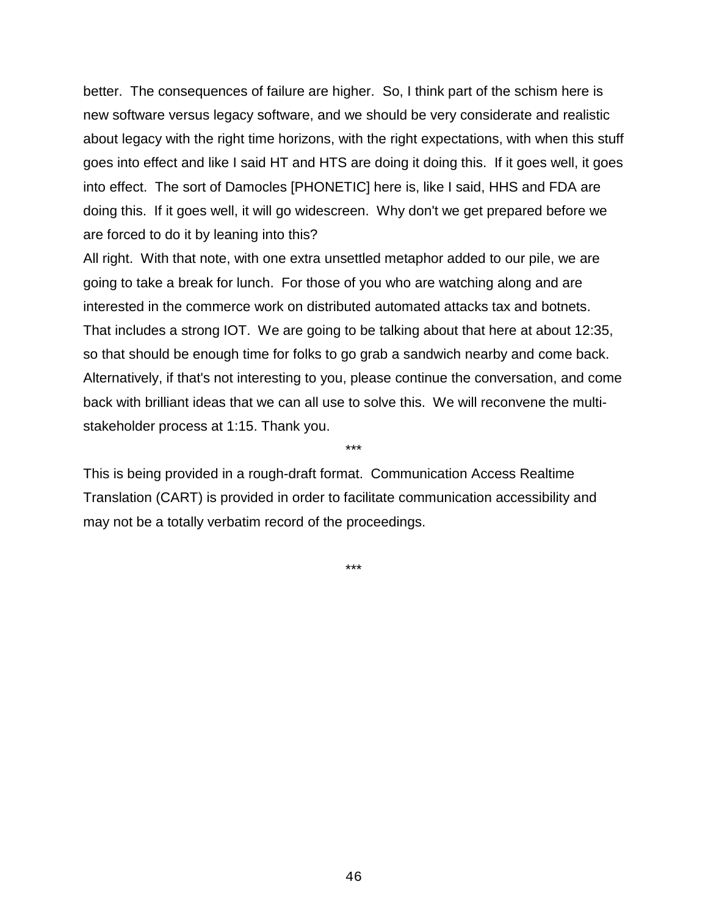better. The consequences of failure are higher. So, I think part of the schism here is new software versus legacy software, and we should be very considerate and realistic about legacy with the right time horizons, with the right expectations, with when this stuff goes into effect and like I said HT and HTS are doing it doing this. If it goes well, it goes into effect. The sort of Damocles [PHONETIC] here is, like I said, HHS and FDA are doing this. If it goes well, it will go widescreen. Why don't we get prepared before we are forced to do it by leaning into this?

All right. With that note, with one extra unsettled metaphor added to our pile, we are going to take a break for lunch. For those of you who are watching along and are interested in the commerce work on distributed automated attacks tax and botnets. That includes a strong IOT. We are going to be talking about that here at about 12:35, so that should be enough time for folks to go grab a sandwich nearby and come back. Alternatively, if that's not interesting to you, please continue the conversation, and come back with brilliant ideas that we can all use to solve this. We will reconvene the multi-stakeholder process at 1:15. Thank you.

***

This is being provided in a rough-draft format. Communication Access Realtime Translation (CART) is provided in order to facilitate communication accessibility and may not be a totally verbatim record of the proceedings.

***